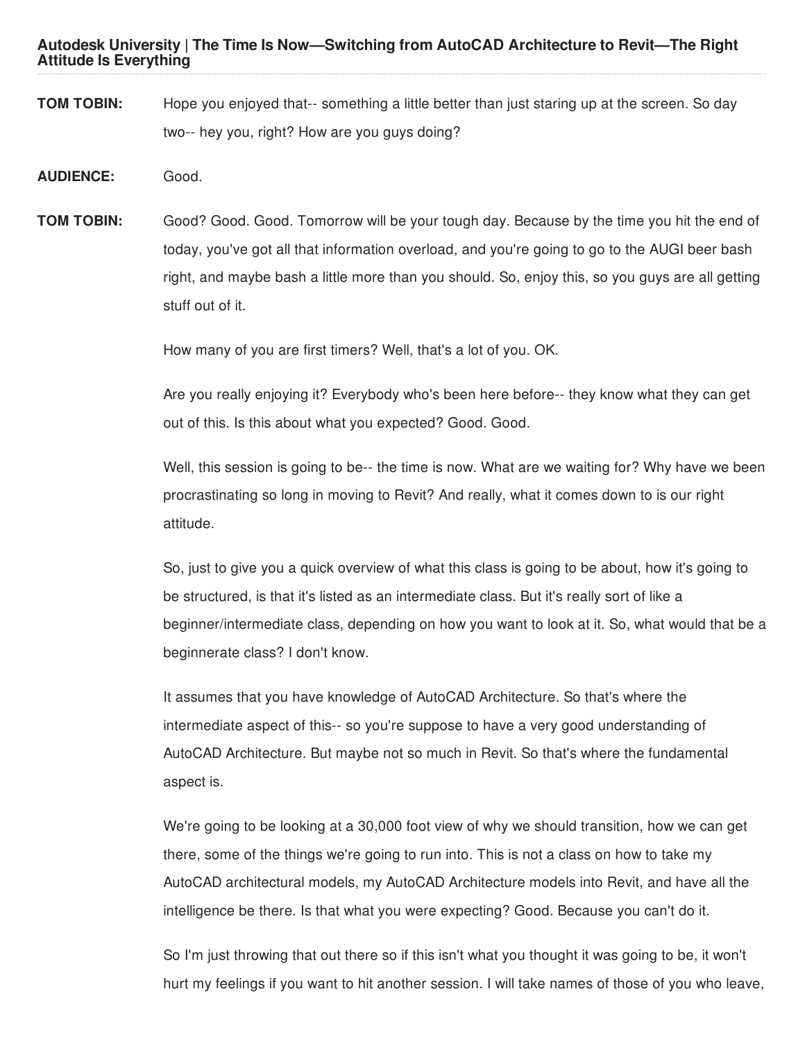**TOM TOBIN:** Hope you enjoyed that-- something a little better than just staring up at the screen. So day two-- hey you, right? How are you guys doing?

**AUDIENCE:** Good.

**TOM TOBIN:** Good? Good. Good. Tomorrow will be your tough day. Because by the time you hit the end of today, you've got all that information overload, and you're going to go to the AUGI beer bash right, and maybe bash a little more than you should. So, enjoy this, so you guys are all getting stuff out of it.

How many of you are first timers? Well, that's a lot of you. OK.

Are you really enjoying it? Everybody who's been here before-- they know what they can get out of this. Is this about what you expected? Good. Good.

Well, this session is going to be-- the time is now. What are we waiting for? Why have we been procrastinating so long in moving to Revit? And really, what it comes down to is our right attitude.

So, just to give you a quick overview of what this class is going to be about, how it's going to be structured, is that it's listed as an intermediate class. But it's really sort of like a beginner/intermediate class, depending on how you want to look at it. So, what would that be a beginnerate class? I don't know.

It assumes that you have knowledge of AutoCAD Architecture. So that's where the intermediate aspect of this-- so you're suppose to have a very good understanding of AutoCAD Architecture. But maybe not so much in Revit. So that's where the fundamental aspect is.

We're going to be looking at a 30,000 foot view of why we should transition, how we can get there, some of the things we're going to run into. This is not a class on how to take my AutoCAD architectural models, my AutoCAD Architecture models into Revit, and have all the intelligence be there. Is that what you were expecting? Good. Because you can't do it.

So I'm just throwing that out there so if this isn't what you thought it was going to be, it won't hurt my feelings if you want to hit another session. I will take names of those of you who leave,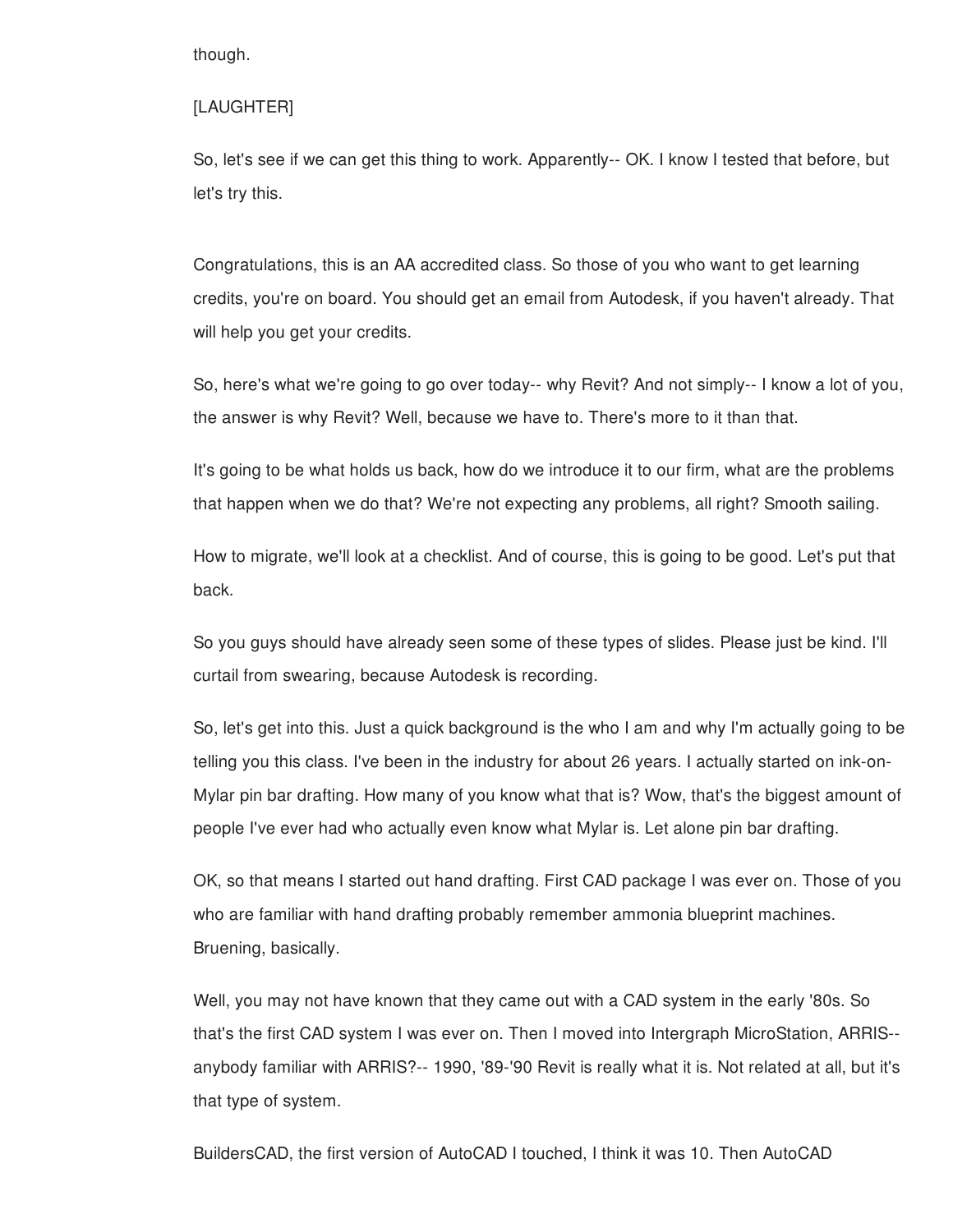though.

[LAUGHTER]

So, let's see if we can get this thing to work. Apparently-- OK. I know I tested that before, but let's try this.

Congratulations, this is an AA accredited class. So those of you who want to get learning credits, you're on board. You should get an email from Autodesk, if you haven't already. That will help you get your credits.

So, here's what we're going to go over today-- why Revit? And not simply-- I know a lot of you, the answer is why Revit? Well, because we have to. There's more to it than that.

It's going to be what holds us back, how do we introduce it to our firm, what are the problems that happen when we do that? We're not expecting any problems, all right? Smooth sailing.

How to migrate, we'll look at a checklist. And of course, this is going to be good. Let's put that back.

So you guys should have already seen some of these types of slides. Please just be kind. I'll curtail from swearing, because Autodesk is recording.

So, let's get into this. Just a quick background is the who I am and why I'm actually going to be telling you this class. I've been in the industry for about 26 years. I actually started on ink-on-Mylar pin bar drafting. How many of you know what that is? Wow, that's the biggest amount of people I've ever had who actually even know what Mylar is. Let alone pin bar drafting.

OK, so that means I started out hand drafting. First CAD package I was ever on. Those of you who are familiar with hand drafting probably remember ammonia blueprint machines. Bruening, basically.

Well, you may not have known that they came out with a CAD system in the early '80s. So that's the first CAD system I was ever on. Then I moved into Intergraph MicroStation, ARRIS-- anybody familiar with ARRIS?-- 1990, '89-'90 Revit is really what it is. Not related at all, but it's that type of system.

BuildersCAD, the first version of AutoCAD I touched, I think it was 10. Then AutoCAD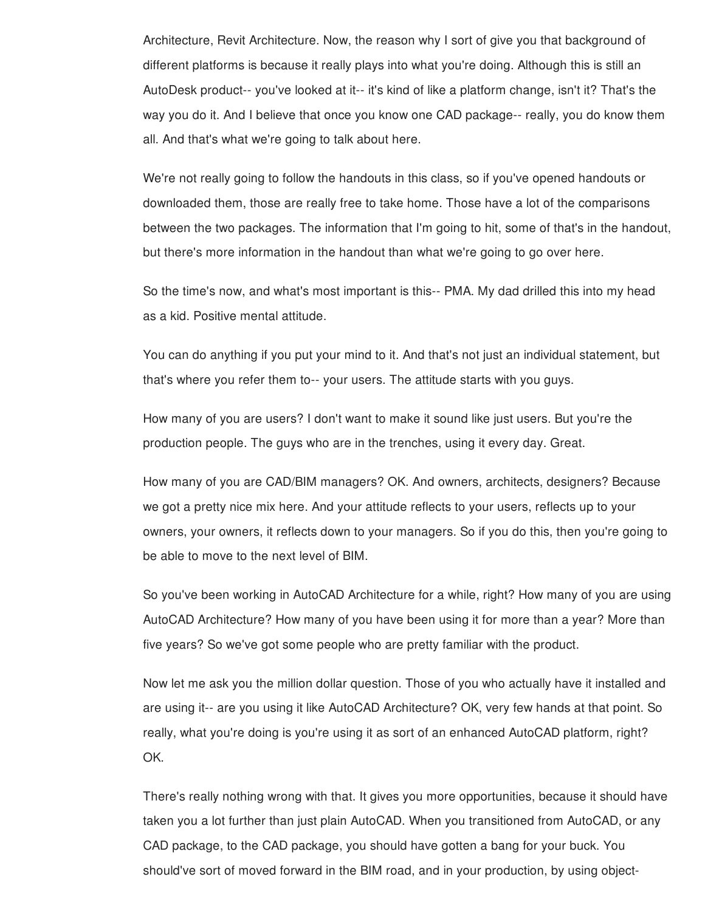Architecture, Revit Architecture. Now, the reason why I sort of give you that background of different platforms is because it really plays into what you're doing. Although this is still an AutoDesk product-- you've looked at it-- it's kind of like a platform change, isn't it? That's the way you do it. And I believe that once you know one CAD package-- really, you do know them all. And that's what we're going to talk about here.

We're not really going to follow the handouts in this class, so if you've opened handouts or downloaded them, those are really free to take home. Those have a lot of the comparisons between the two packages. The information that I'm going to hit, some of that's in the handout, but there's more information in the handout than what we're going to go over here.

So the time's now, and what's most important is this-- PMA. My dad drilled this into my head as a kid. Positive mental attitude.

You can do anything if you put your mind to it. And that's not just an individual statement, but that's where you refer them to-- your users. The attitude starts with you guys.

How many of you are users? I don't want to make it sound like just users. But you're the production people. The guys who are in the trenches, using it every day. Great.

How many of you are CAD/BIM managers? OK. And owners, architects, designers? Because we got a pretty nice mix here. And your attitude reflects to your users, reflects up to your owners, your owners, it reflects down to your managers. So if you do this, then you're going to be able to move to the next level of BIM.

So you've been working in AutoCAD Architecture for a while, right? How many of you are using AutoCAD Architecture? How many of you have been using it for more than a year? More than five years? So we've got some people who are pretty familiar with the product.

Now let me ask you the million dollar question. Those of you who actually have it installed and are using it-- are you using it like AutoCAD Architecture? OK, very few hands at that point. So really, what you're doing is you're using it as sort of an enhanced AutoCAD platform, right? OK.

There's really nothing wrong with that. It gives you more opportunities, because it should have taken you a lot further than just plain AutoCAD. When you transitioned from AutoCAD, or any CAD package, to the CAD package, you should have gotten a bang for your buck. You should've sort of moved forward in the BIM road, and in your production, by using object-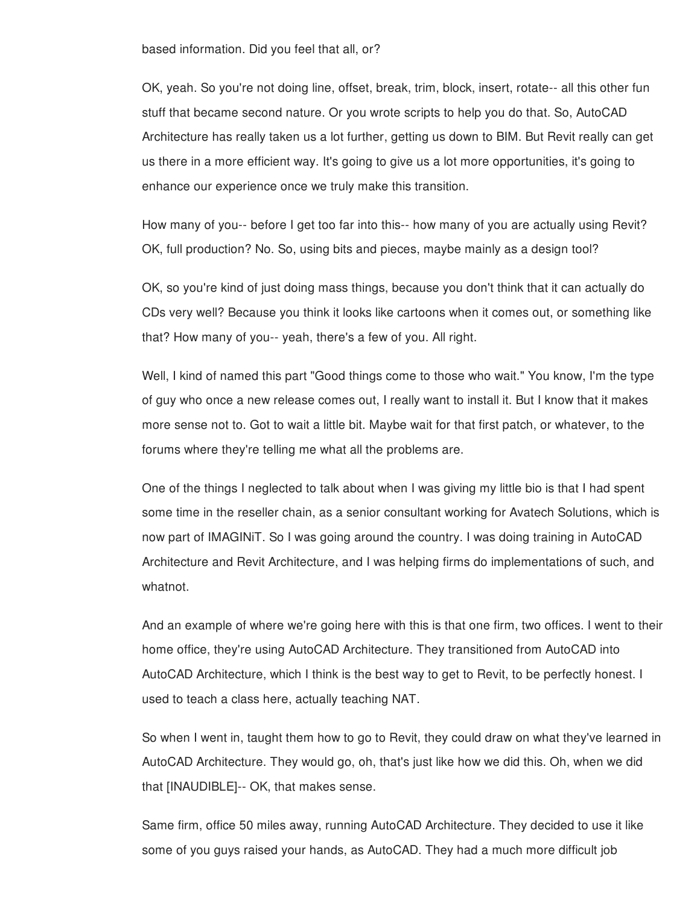based information. Did you feel that all, or?

OK, yeah. So you're not doing line, offset, break, trim, block, insert, rotate-- all this other fun stuff that became second nature. Or you wrote scripts to help you do that. So, AutoCAD Architecture has really taken us a lot further, getting us down to BIM. But Revit really can get us there in a more efficient way. It's going to give us a lot more opportunities, it's going to enhance our experience once we truly make this transition.

How many of you-- before I get too far into this-- how many of you are actually using Revit? OK, full production? No. So, using bits and pieces, maybe mainly as a design tool?

OK, so you're kind of just doing mass things, because you don't think that it can actually do CDs very well? Because you think it looks like cartoons when it comes out, or something like that? How many of you-- yeah, there's a few of you. All right.

Well, I kind of named this part "Good things come to those who wait." You know, I'm the type of guy who once a new release comes out, I really want to install it. But I know that it makes more sense not to. Got to wait a little bit. Maybe wait for that first patch, or whatever, to the forums where they're telling me what all the problems are.

One of the things I neglected to talk about when I was giving my little bio is that I had spent some time in the reseller chain, as a senior consultant working for Avatech Solutions, which is now part of IMAGINiT. So I was going around the country. I was doing training in AutoCAD Architecture and Revit Architecture, and I was helping firms do implementations of such, and whatnot.

And an example of where we're going here with this is that one firm, two offices. I went to their home office, they're using AutoCAD Architecture. They transitioned from AutoCAD into AutoCAD Architecture, which I think is the best way to get to Revit, to be perfectly honest. I used to teach a class here, actually teaching NAT.

So when I went in, taught them how to go to Revit, they could draw on what they've learned in AutoCAD Architecture. They would go, oh, that's just like how we did this. Oh, when we did that [INAUDIBLE]-- OK, that makes sense.

Same firm, office 50 miles away, running AutoCAD Architecture. They decided to use it like some of you guys raised your hands, as AutoCAD. They had a much more difficult job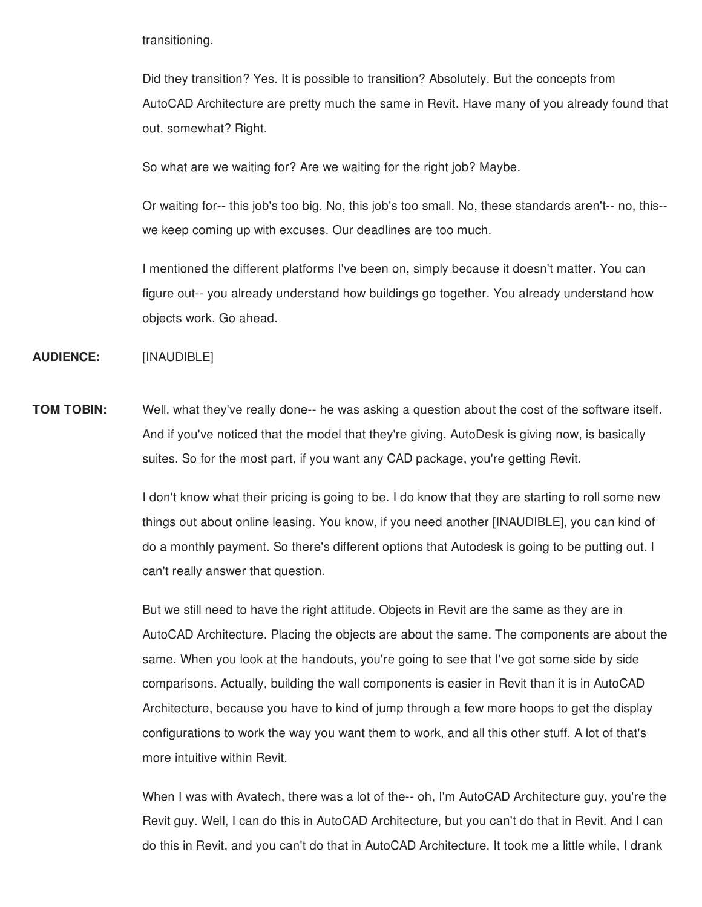transitioning.

Did they transition? Yes. It is possible to transition? Absolutely. But the concepts from AutoCAD Architecture are pretty much the same in Revit. Have many of you already found that out, somewhat? Right.

So what are we waiting for? Are we waiting for the right job? Maybe.

Or waiting for-- this job's too big. No, this job's too small. No, these standards aren't-- no, this-- we keep coming up with excuses. Our deadlines are too much.

I mentioned the different platforms I've been on, simply because it doesn't matter. You can figure out-- you already understand how buildings go together. You already understand how objects work. Go ahead.

**AUDIENCE:** [INAUDIBLE]

**TOM TOBIN:** Well, what they've really done-- he was asking a question about the cost of the software itself. And if you've noticed that the model that they're giving, AutoDesk is giving now, is basically suites. So for the most part, if you want any CAD package, you're getting Revit.

I don't know what their pricing is going to be. I do know that they are starting to roll some new things out about online leasing. You know, if you need another [INAUDIBLE], you can kind of do a monthly payment. So there's different options that Autodesk is going to be putting out. I can't really answer that question.

But we still need to have the right attitude. Objects in Revit are the same as they are in AutoCAD Architecture. Placing the objects are about the same. The components are about the same. When you look at the handouts, you're going to see that I've got some side by side comparisons. Actually, building the wall components is easier in Revit than it is in AutoCAD Architecture, because you have to kind of jump through a few more hoops to get the display configurations to work the way you want them to work, and all this other stuff. A lot of that's more intuitive within Revit.

When I was with Avatech, there was a lot of the-- oh, I'm AutoCAD Architecture guy, you're the Revit guy. Well, I can do this in AutoCAD Architecture, but you can't do that in Revit. And I can do this in Revit, and you can't do that in AutoCAD Architecture. It took me a little while, I drank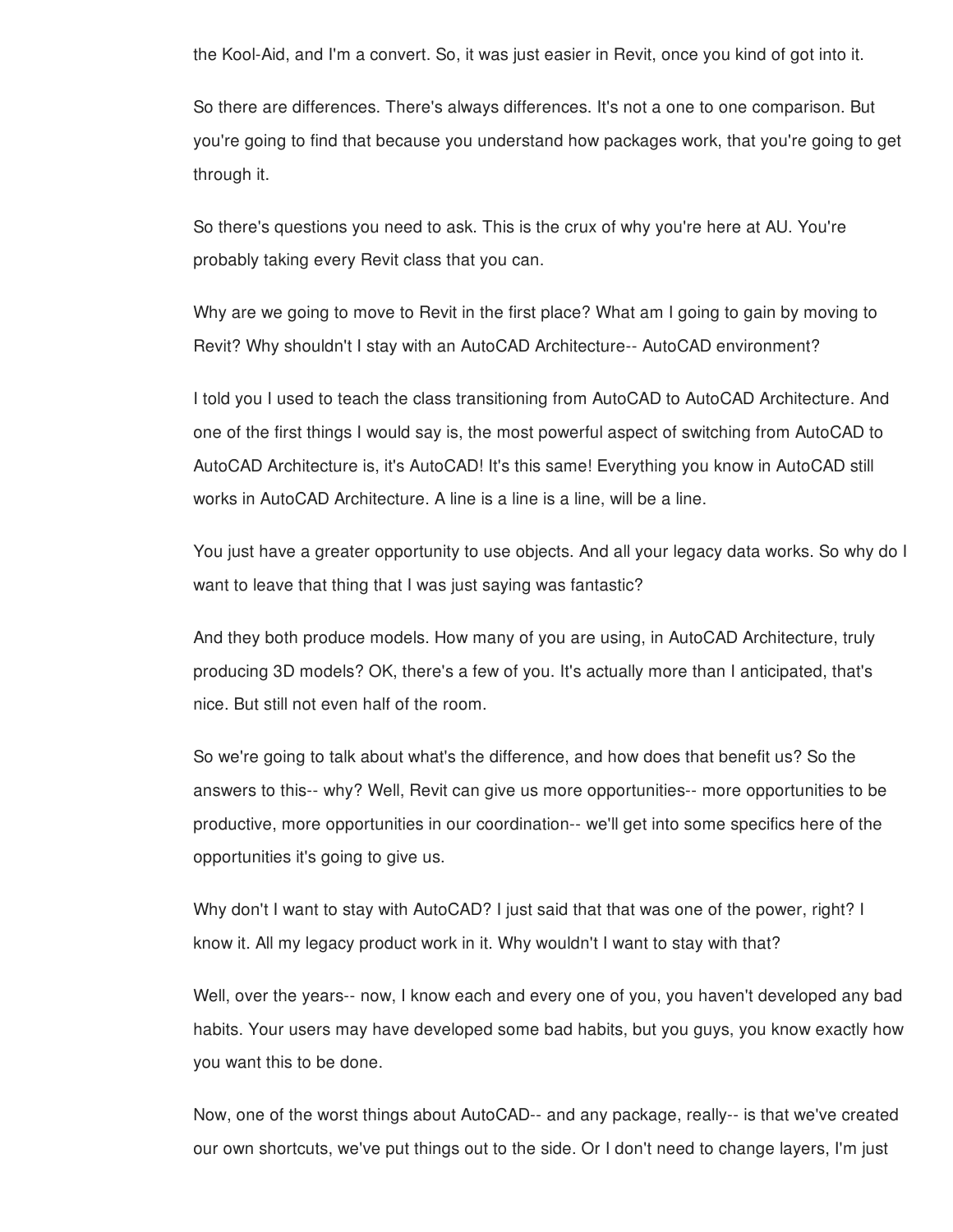the Kool-Aid, and I'm a convert. So, it was just easier in Revit, once you kind of got into it.

So there are differences. There's always differences. It's not a one to one comparison. But you're going to find that because you understand how packages work, that you're going to get through it.

So there's questions you need to ask. This is the crux of why you're here at AU. You're probably taking every Revit class that you can.

Why are we going to move to Revit in the first place? What am I going to gain by moving to Revit? Why shouldn't I stay with an AutoCAD Architecture-- AutoCAD environment?

I told you I used to teach the class transitioning from AutoCAD to AutoCAD Architecture. And one of the first things I would say is, the most powerful aspect of switching from AutoCAD to AutoCAD Architecture is, it's AutoCAD! It's this same! Everything you know in AutoCAD still works in AutoCAD Architecture. A line is a line is a line, will be a line.

You just have a greater opportunity to use objects. And all your legacy data works. So why do I want to leave that thing that I was just saying was fantastic?

And they both produce models. How many of you are using, in AutoCAD Architecture, truly producing 3D models? OK, there's a few of you. It's actually more than I anticipated, that's nice. But still not even half of the room.

So we're going to talk about what's the difference, and how does that benefit us? So the answers to this-- why? Well, Revit can give us more opportunities-- more opportunities to be productive, more opportunities in our coordination-- we'll get into some specifics here of the opportunities it's going to give us.

Why don't I want to stay with AutoCAD? I just said that that was one of the power, right? I know it. All my legacy product work in it. Why wouldn't I want to stay with that?

Well, over the years-- now, I know each and every one of you, you haven't developed any bad habits. Your users may have developed some bad habits, but you guys, you know exactly how you want this to be done.

Now, one of the worst things about AutoCAD-- and any package, really-- is that we've created our own shortcuts, we've put things out to the side. Or I don't need to change layers, I'm just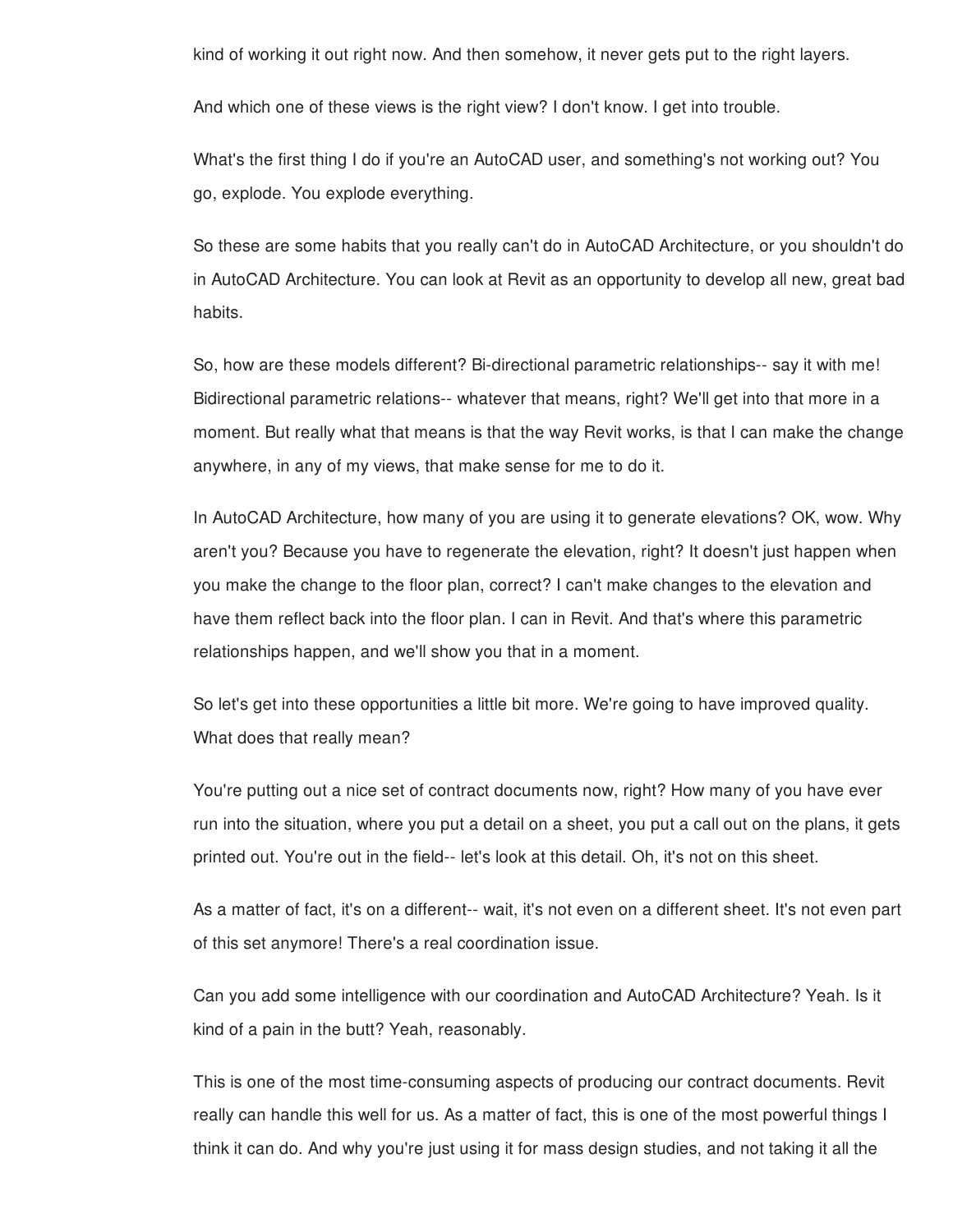kind of working it out right now. And then somehow, it never gets put to the right layers.

And which one of these views is the right view? I don't know. I get into trouble.

What's the first thing I do if you're an AutoCAD user, and something's not working out? You go, explode. You explode everything.

So these are some habits that you really can't do in AutoCAD Architecture, or you shouldn't do in AutoCAD Architecture. You can look at Revit as an opportunity to develop all new, great bad habits.

So, how are these models different? Bi-directional parametric relationships-- say it with me! Bidirectional parametric relations-- whatever that means, right? We'll get into that more in a moment. But really what that means is that the way Revit works, is that I can make the change anywhere, in any of my views, that make sense for me to do it.

In AutoCAD Architecture, how many of you are using it to generate elevations? OK, wow. Why aren't you? Because you have to regenerate the elevation, right? It doesn't just happen when you make the change to the floor plan, correct? I can't make changes to the elevation and have them reflect back into the floor plan. I can in Revit. And that's where this parametric relationships happen, and we'll show you that in a moment.

So let's get into these opportunities a little bit more. We're going to have improved quality. What does that really mean?

You're putting out a nice set of contract documents now, right? How many of you have ever run into the situation, where you put a detail on a sheet, you put a call out on the plans, it gets printed out. You're out in the field-- let's look at this detail. Oh, it's not on this sheet.

As a matter of fact, it's on a different-- wait, it's not even on a different sheet. It's not even part of this set anymore! There's a real coordination issue.

Can you add some intelligence with our coordination and AutoCAD Architecture? Yeah. Is it kind of a pain in the butt? Yeah, reasonably.

This is one of the most time-consuming aspects of producing our contract documents. Revit really can handle this well for us. As a matter of fact, this is one of the most powerful things I think it can do. And why you're just using it for mass design studies, and not taking it all the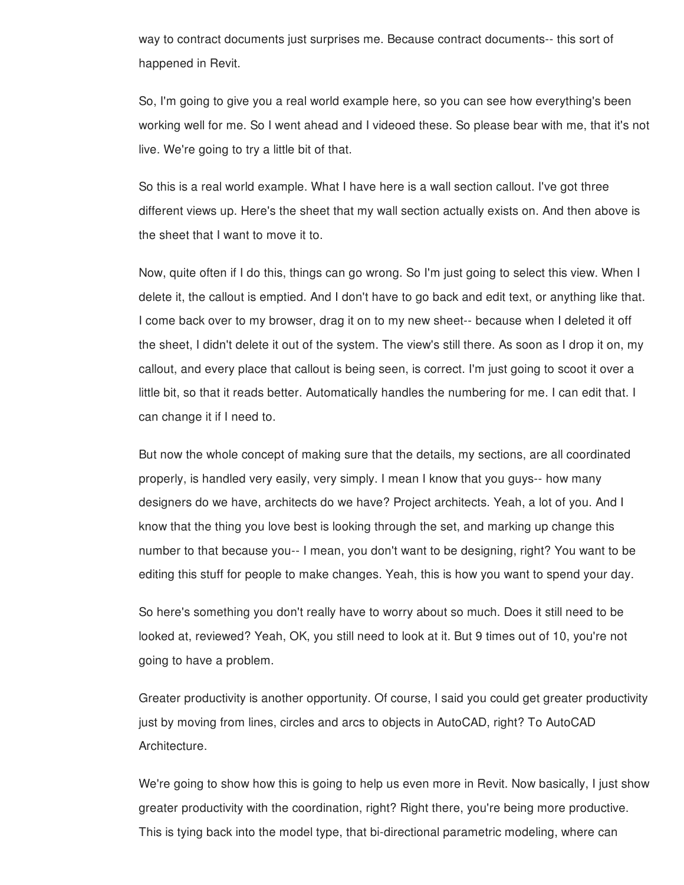way to contract documents just surprises me. Because contract documents-- this sort of happened in Revit.

So, I'm going to give you a real world example here, so you can see how everything's been working well for me. So I went ahead and I videoed these. So please bear with me, that it's not live. We're going to try a little bit of that.

So this is a real world example. What I have here is a wall section callout. I've got three different views up. Here's the sheet that my wall section actually exists on. And then above is the sheet that I want to move it to.

Now, quite often if I do this, things can go wrong. So I'm just going to select this view. When I delete it, the callout is emptied. And I don't have to go back and edit text, or anything like that. I come back over to my browser, drag it on to my new sheet-- because when I deleted it off the sheet, I didn't delete it out of the system. The view's still there. As soon as I drop it on, my callout, and every place that callout is being seen, is correct. I'm just going to scoot it over a little bit, so that it reads better. Automatically handles the numbering for me. I can edit that. I can change it if I need to.

But now the whole concept of making sure that the details, my sections, are all coordinated properly, is handled very easily, very simply. I mean I know that you guys-- how many designers do we have, architects do we have? Project architects. Yeah, a lot of you. And I know that the thing you love best is looking through the set, and marking up change this number to that because you-- I mean, you don't want to be designing, right? You want to be editing this stuff for people to make changes. Yeah, this is how you want to spend your day.

So here's something you don't really have to worry about so much. Does it still need to be looked at, reviewed? Yeah, OK, you still need to look at it. But 9 times out of 10, you're not going to have a problem.

Greater productivity is another opportunity. Of course, I said you could get greater productivity just by moving from lines, circles and arcs to objects in AutoCAD, right? To AutoCAD Architecture.

We're going to show how this is going to help us even more in Revit. Now basically, I just show greater productivity with the coordination, right? Right there, you're being more productive. This is tying back into the model type, that bi-directional parametric modeling, where can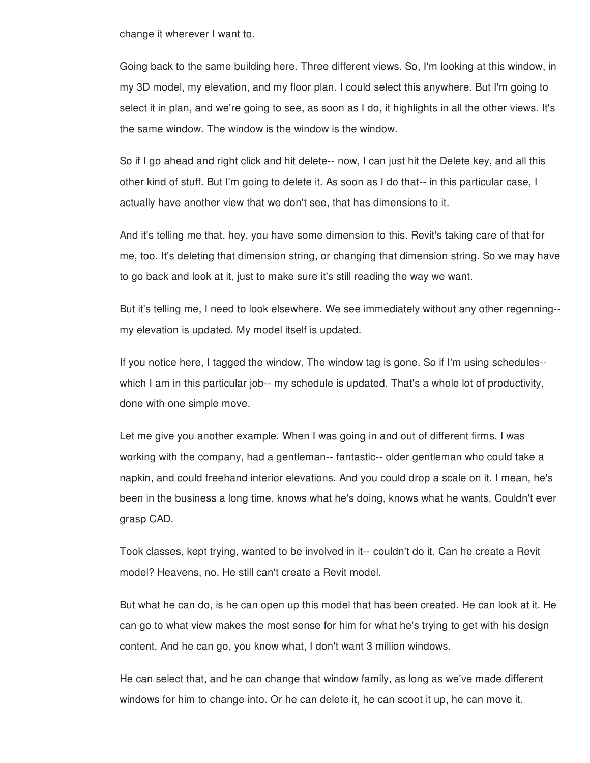change it wherever I want to.

Going back to the same building here. Three different views. So, I'm looking at this window, in my 3D model, my elevation, and my floor plan. I could select this anywhere. But I'm going to select it in plan, and we're going to see, as soon as I do, it highlights in all the other views. It's the same window. The window is the window is the window.

So if I go ahead and right click and hit delete-- now, I can just hit the Delete key, and all this other kind of stuff. But I'm going to delete it. As soon as I do that-- in this particular case, I actually have another view that we don't see, that has dimensions to it.

And it's telling me that, hey, you have some dimension to this. Revit's taking care of that for me, too. It's deleting that dimension string, or changing that dimension string. So we may have to go back and look at it, just to make sure it's still reading the way we want.

But it's telling me, I need to look elsewhere. We see immediately without any other regenning-- my elevation is updated. My model itself is updated.

If you notice here, I tagged the window. The window tag is gone. So if I'm using schedules-- which I am in this particular job-- my schedule is updated. That's a whole lot of productivity, done with one simple move.

Let me give you another example. When I was going in and out of different firms, I was working with the company, had a gentleman-- fantastic-- older gentleman who could take a napkin, and could freehand interior elevations. And you could drop a scale on it. I mean, he's been in the business a long time, knows what he's doing, knows what he wants. Couldn't ever grasp CAD.

Took classes, kept trying, wanted to be involved in it-- couldn't do it. Can he create a Revit model? Heavens, no. He still can't create a Revit model.

But what he can do, is he can open up this model that has been created. He can look at it. He can go to what view makes the most sense for him for what he's trying to get with his design content. And he can go, you know what, I don't want 3 million windows.

He can select that, and he can change that window family, as long as we've made different windows for him to change into. Or he can delete it, he can scoot it up, he can move it.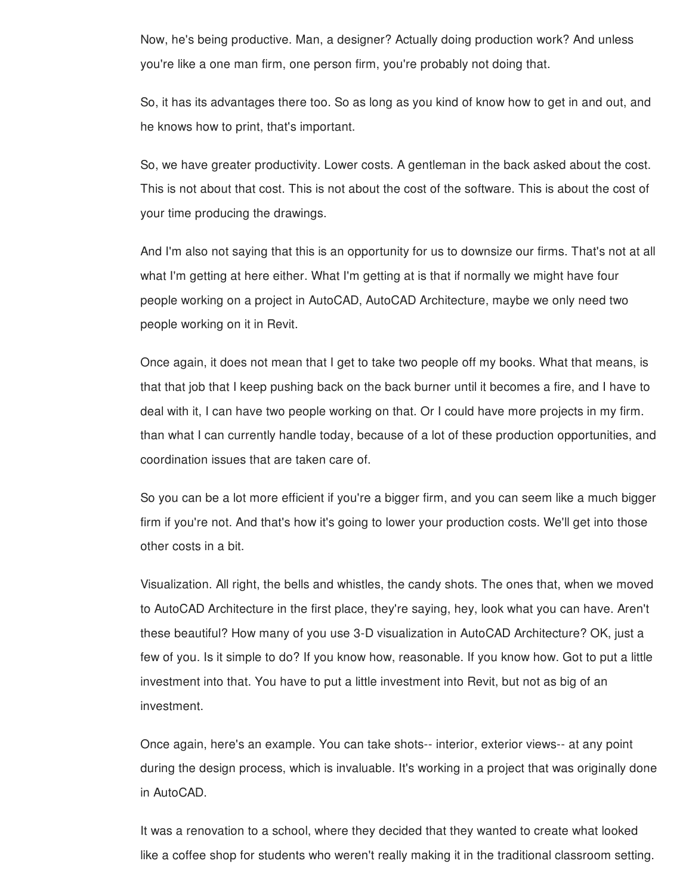Now, he's being productive. Man, a designer? Actually doing production work? And unless you're like a one man firm, one person firm, you're probably not doing that.

So, it has its advantages there too. So as long as you kind of know how to get in and out, and he knows how to print, that's important.

So, we have greater productivity. Lower costs. A gentleman in the back asked about the cost. This is not about that cost. This is not about the cost of the software. This is about the cost of your time producing the drawings.

And I'm also not saying that this is an opportunity for us to downsize our firms. That's not at all what I'm getting at here either. What I'm getting at is that if normally we might have four people working on a project in AutoCAD, AutoCAD Architecture, maybe we only need two people working on it in Revit.

Once again, it does not mean that I get to take two people off my books. What that means, is that that job that I keep pushing back on the back burner until it becomes a fire, and I have to deal with it, I can have two people working on that. Or I could have more projects in my firm. than what I can currently handle today, because of a lot of these production opportunities, and coordination issues that are taken care of.

So you can be a lot more efficient if you're a bigger firm, and you can seem like a much bigger firm if you're not. And that's how it's going to lower your production costs. We'll get into those other costs in a bit.

Visualization. All right, the bells and whistles, the candy shots. The ones that, when we moved to AutoCAD Architecture in the first place, they're saying, hey, look what you can have. Aren't these beautiful? How many of you use 3-D visualization in AutoCAD Architecture? OK, just a few of you. Is it simple to do? If you know how, reasonable. If you know how. Got to put a little investment into that. You have to put a little investment into Revit, but not as big of an investment.

Once again, here's an example. You can take shots-- interior, exterior views-- at any point during the design process, which is invaluable. It's working in a project that was originally done in AutoCAD.

It was a renovation to a school, where they decided that they wanted to create what looked like a coffee shop for students who weren't really making it in the traditional classroom setting.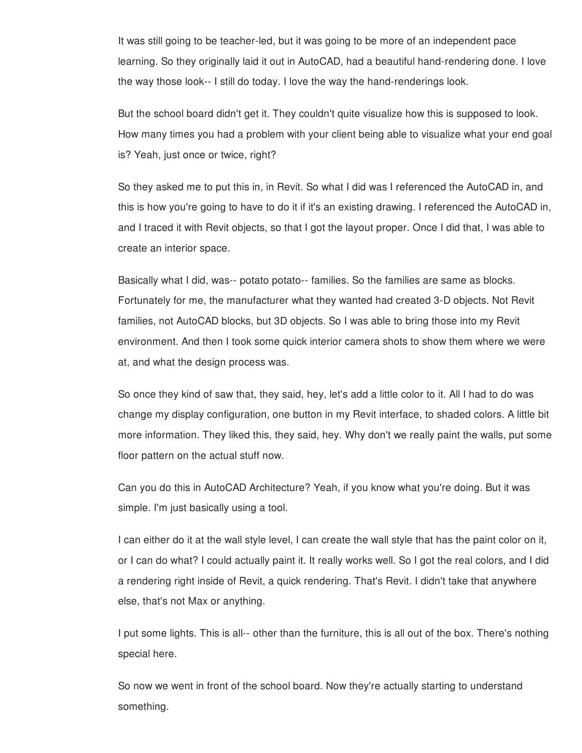It was still going to be teacher-led, but it was going to be more of an independent pace learning. So they originally laid it out in AutoCAD, had a beautiful hand-rendering done. I love the way those look-- I still do today. I love the way the hand-renderings look.

But the school board didn't get it. They couldn't quite visualize how this is supposed to look. How many times you had a problem with your client being able to visualize what your end goal is? Yeah, just once or twice, right?

So they asked me to put this in, in Revit. So what I did was I referenced the AutoCAD in, and this is how you're going to have to do it if it's an existing drawing. I referenced the AutoCAD in, and I traced it with Revit objects, so that I got the layout proper. Once I did that, I was able to create an interior space.

Basically what I did, was-- potato potato-- families. So the families are same as blocks. Fortunately for me, the manufacturer what they wanted had created 3-D objects. Not Revit families, not AutoCAD blocks, but 3D objects. So I was able to bring those into my Revit environment. And then I took some quick interior camera shots to show them where we were at, and what the design process was.

So once they kind of saw that, they said, hey, let's add a little color to it. All I had to do was change my display configuration, one button in my Revit interface, to shaded colors. A little bit more information. They liked this, they said, hey. Why don't we really paint the walls, put some floor pattern on the actual stuff now.

Can you do this in AutoCAD Architecture? Yeah, if you know what you're doing. But it was simple. I'm just basically using a tool.

I can either do it at the wall style level, I can create the wall style that has the paint color on it, or I can do what? I could actually paint it. It really works well. So I got the real colors, and I did a rendering right inside of Revit, a quick rendering. That's Revit. I didn't take that anywhere else, that's not Max or anything.

I put some lights. This is all-- other than the furniture, this is all out of the box. There's nothing special here.

So now we went in front of the school board. Now they're actually starting to understand something.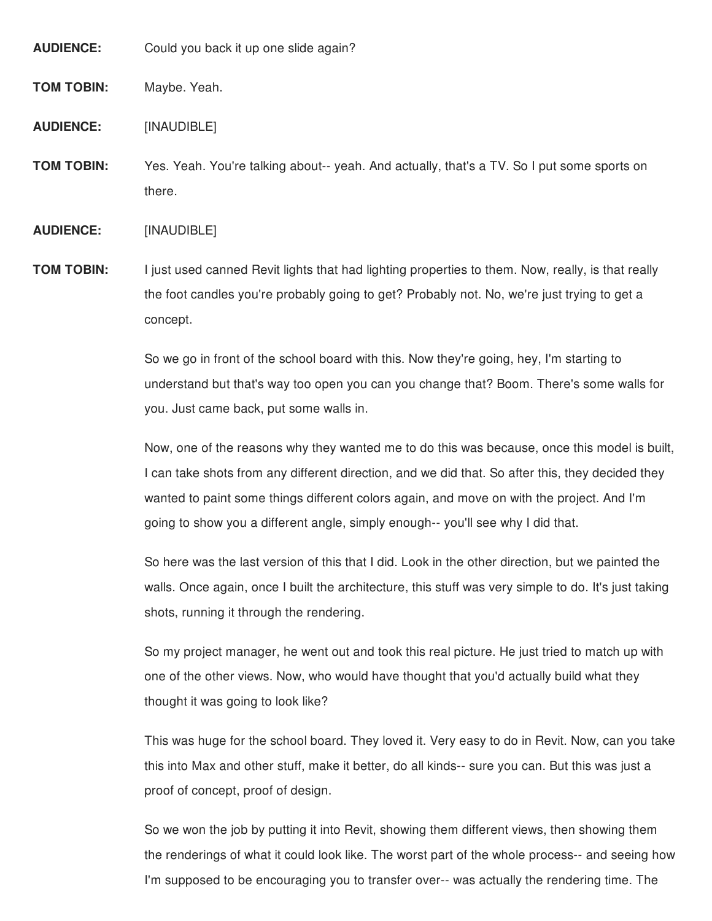**AUDIENCE:** Could you back it up one slide again?

**TOM TOBIN:** Maybe. Yeah.

**AUDIENCE:** [INAUDIBLE]

**TOM TOBIN:** Yes. Yeah. You're talking about-- yeah. And actually, that's a TV. So I put some sports on there.

**AUDIENCE:** [INAUDIBLE]

**TOM TOBIN:** I just used canned Revit lights that had lighting properties to them. Now, really, is that really the foot candles you're probably going to get? Probably not. No, we're just trying to get a concept.

So we go in front of the school board with this. Now they're going, hey, I'm starting to understand but that's way too open you can you change that? Boom. There's some walls for you. Just came back, put some walls in.

Now, one of the reasons why they wanted me to do this was because, once this model is built, I can take shots from any different direction, and we did that. So after this, they decided they wanted to paint some things different colors again, and move on with the project. And I'm going to show you a different angle, simply enough-- you'll see why I did that.

So here was the last version of this that I did. Look in the other direction, but we painted the walls. Once again, once I built the architecture, this stuff was very simple to do. It's just taking shots, running it through the rendering.

So my project manager, he went out and took this real picture. He just tried to match up with one of the other views. Now, who would have thought that you'd actually build what they thought it was going to look like?

This was huge for the school board. They loved it. Very easy to do in Revit. Now, can you take this into Max and other stuff, make it better, do all kinds-- sure you can. But this was just a proof of concept, proof of design.

So we won the job by putting it into Revit, showing them different views, then showing them the renderings of what it could look like. The worst part of the whole process-- and seeing how I'm supposed to be encouraging you to transfer over-- was actually the rendering time. The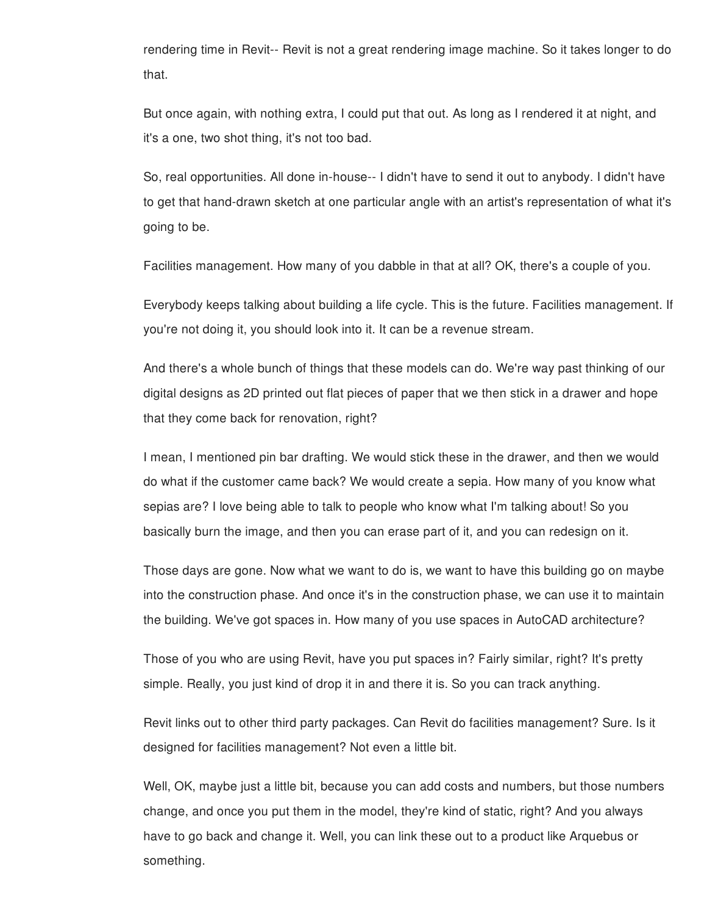rendering time in Revit-- Revit is not a great rendering image machine. So it takes longer to do that.

But once again, with nothing extra, I could put that out. As long as I rendered it at night, and it's a one, two shot thing, it's not too bad.

So, real opportunities. All done in-house-- I didn't have to send it out to anybody. I didn't have to get that hand-drawn sketch at one particular angle with an artist's representation of what it's going to be.

Facilities management. How many of you dabble in that at all? OK, there's a couple of you.

Everybody keeps talking about building a life cycle. This is the future. Facilities management. If you're not doing it, you should look into it. It can be a revenue stream.

And there's a whole bunch of things that these models can do. We're way past thinking of our digital designs as 2D printed out flat pieces of paper that we then stick in a drawer and hope that they come back for renovation, right?

I mean, I mentioned pin bar drafting. We would stick these in the drawer, and then we would do what if the customer came back? We would create a sepia. How many of you know what sepias are? I love being able to talk to people who know what I'm talking about! So you basically burn the image, and then you can erase part of it, and you can redesign on it.

Those days are gone. Now what we want to do is, we want to have this building go on maybe into the construction phase. And once it's in the construction phase, we can use it to maintain the building. We've got spaces in. How many of you use spaces in AutoCAD architecture?

Those of you who are using Revit, have you put spaces in? Fairly similar, right? It's pretty simple. Really, you just kind of drop it in and there it is. So you can track anything.

Revit links out to other third party packages. Can Revit do facilities management? Sure. Is it designed for facilities management? Not even a little bit.

Well, OK, maybe just a little bit, because you can add costs and numbers, but those numbers change, and once you put them in the model, they're kind of static, right? And you always have to go back and change it. Well, you can link these out to a product like Arquebus or something.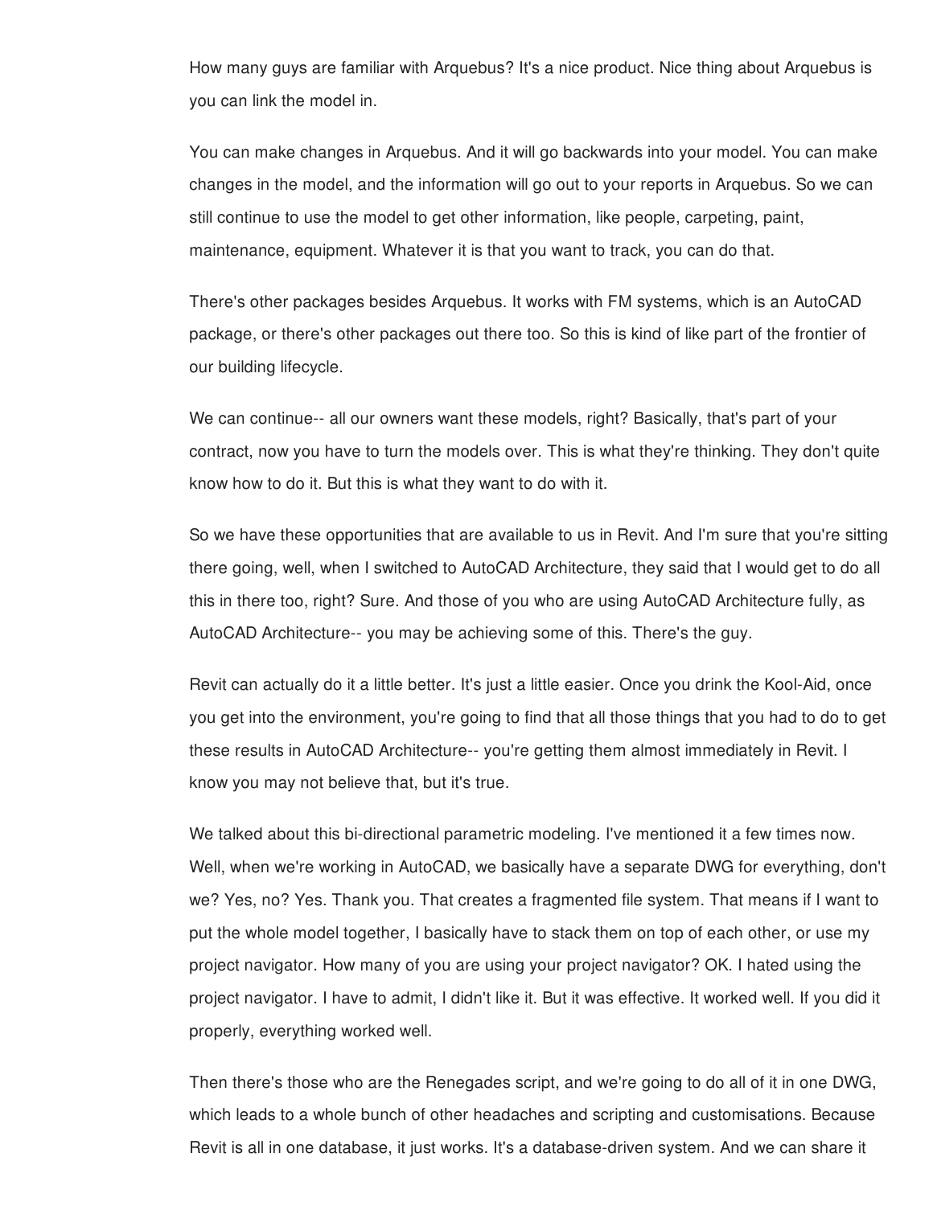How many guys are familiar with Arquebus? It's a nice product. Nice thing about Arquebus is you can link the model in.

You can make changes in Arquebus. And it will go backwards into your model. You can make changes in the model, and the information will go out to your reports in Arquebus. So we can still continue to use the model to get other information, like people, carpeting, paint, maintenance, equipment. Whatever it is that you want to track, you can do that.

There's other packages besides Arquebus. It works with FM systems, which is an AutoCAD package, or there's other packages out there too. So this is kind of like part of the frontier of our building lifecycle.

We can continue-- all our owners want these models, right? Basically, that's part of your contract, now you have to turn the models over. This is what they're thinking. They don't quite know how to do it. But this is what they want to do with it.

So we have these opportunities that are available to us in Revit. And I'm sure that you're sitting there going, well, when I switched to AutoCAD Architecture, they said that I would get to do all this in there too, right? Sure. And those of you who are using AutoCAD Architecture fully, as AutoCAD Architecture-- you may be achieving some of this. There's the guy.

Revit can actually do it a little better. It's just a little easier. Once you drink the Kool-Aid, once you get into the environment, you're going to find that all those things that you had to do to get these results in AutoCAD Architecture-- you're getting them almost immediately in Revit. I know you may not believe that, but it's true.

We talked about this bi-directional parametric modeling. I've mentioned it a few times now. Well, when we're working in AutoCAD, we basically have a separate DWG for everything, don't we? Yes, no? Yes. Thank you. That creates a fragmented file system. That means if I want to put the whole model together, I basically have to stack them on top of each other, or use my project navigator. How many of you are using your project navigator? OK. I hated using the project navigator. I have to admit, I didn't like it. But it was effective. It worked well. If you did it properly, everything worked well.

Then there's those who are the Renegades script, and we're going to do all of it in one DWG, which leads to a whole bunch of other headaches and scripting and customisations. Because Revit is all in one database, it just works. It's a database-driven system. And we can share it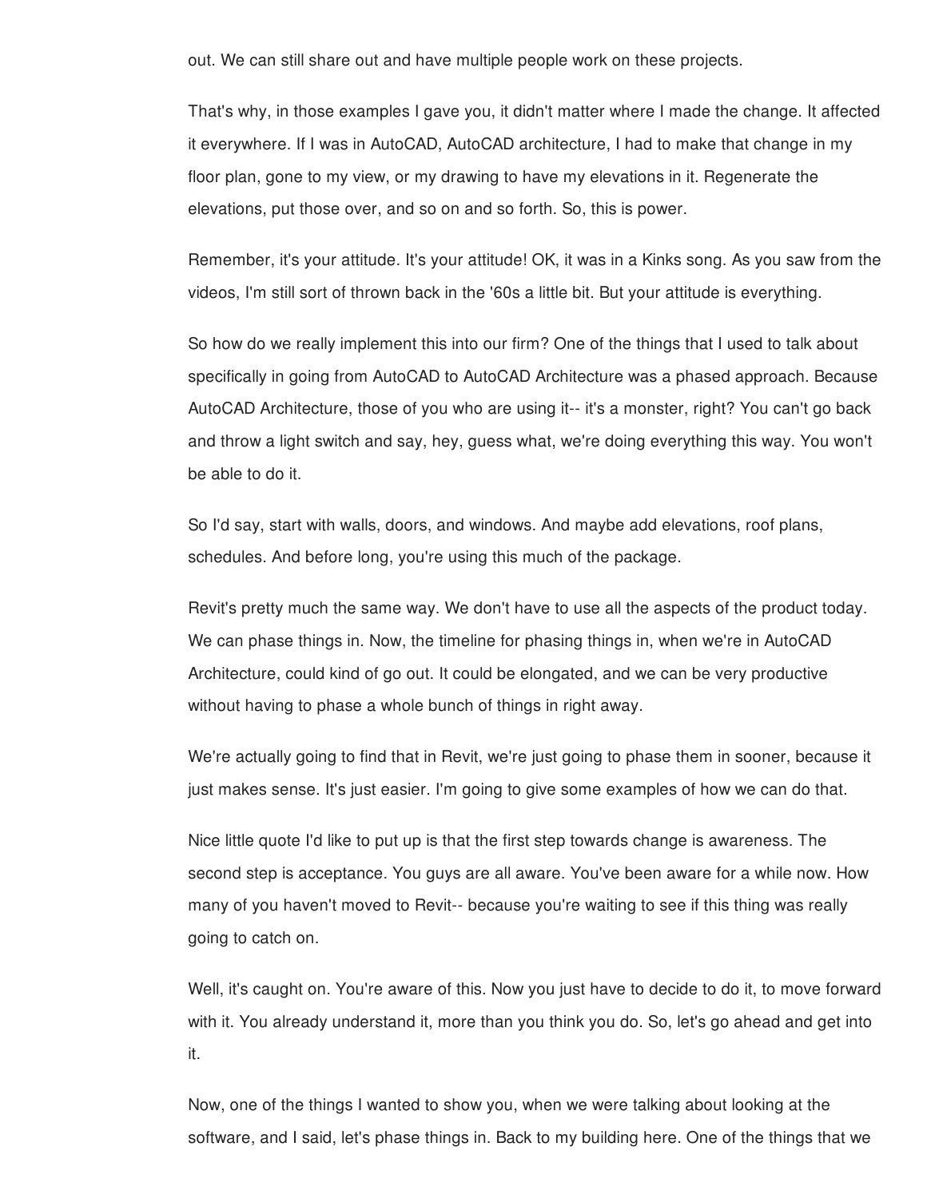out. We can still share out and have multiple people work on these projects.

That's why, in those examples I gave you, it didn't matter where I made the change. It affected it everywhere. If I was in AutoCAD, AutoCAD architecture, I had to make that change in my floor plan, gone to my view, or my drawing to have my elevations in it. Regenerate the elevations, put those over, and so on and so forth. So, this is power.

Remember, it's your attitude. It's your attitude! OK, it was in a Kinks song. As you saw from the videos, I'm still sort of thrown back in the '60s a little bit. But your attitude is everything.

So how do we really implement this into our firm? One of the things that I used to talk about specifically in going from AutoCAD to AutoCAD Architecture was a phased approach. Because AutoCAD Architecture, those of you who are using it-- it's a monster, right? You can't go back and throw a light switch and say, hey, guess what, we're doing everything this way. You won't be able to do it.

So I'd say, start with walls, doors, and windows. And maybe add elevations, roof plans, schedules. And before long, you're using this much of the package.

Revit's pretty much the same way. We don't have to use all the aspects of the product today. We can phase things in. Now, the timeline for phasing things in, when we're in AutoCAD Architecture, could kind of go out. It could be elongated, and we can be very productive without having to phase a whole bunch of things in right away.

We're actually going to find that in Revit, we're just going to phase them in sooner, because it just makes sense. It's just easier. I'm going to give some examples of how we can do that.

Nice little quote I'd like to put up is that the first step towards change is awareness. The second step is acceptance. You guys are all aware. You've been aware for a while now. How many of you haven't moved to Revit-- because you're waiting to see if this thing was really going to catch on.

Well, it's caught on. You're aware of this. Now you just have to decide to do it, to move forward with it. You already understand it, more than you think you do. So, let's go ahead and get into it.

Now, one of the things I wanted to show you, when we were talking about looking at the software, and I said, let's phase things in. Back to my building here. One of the things that we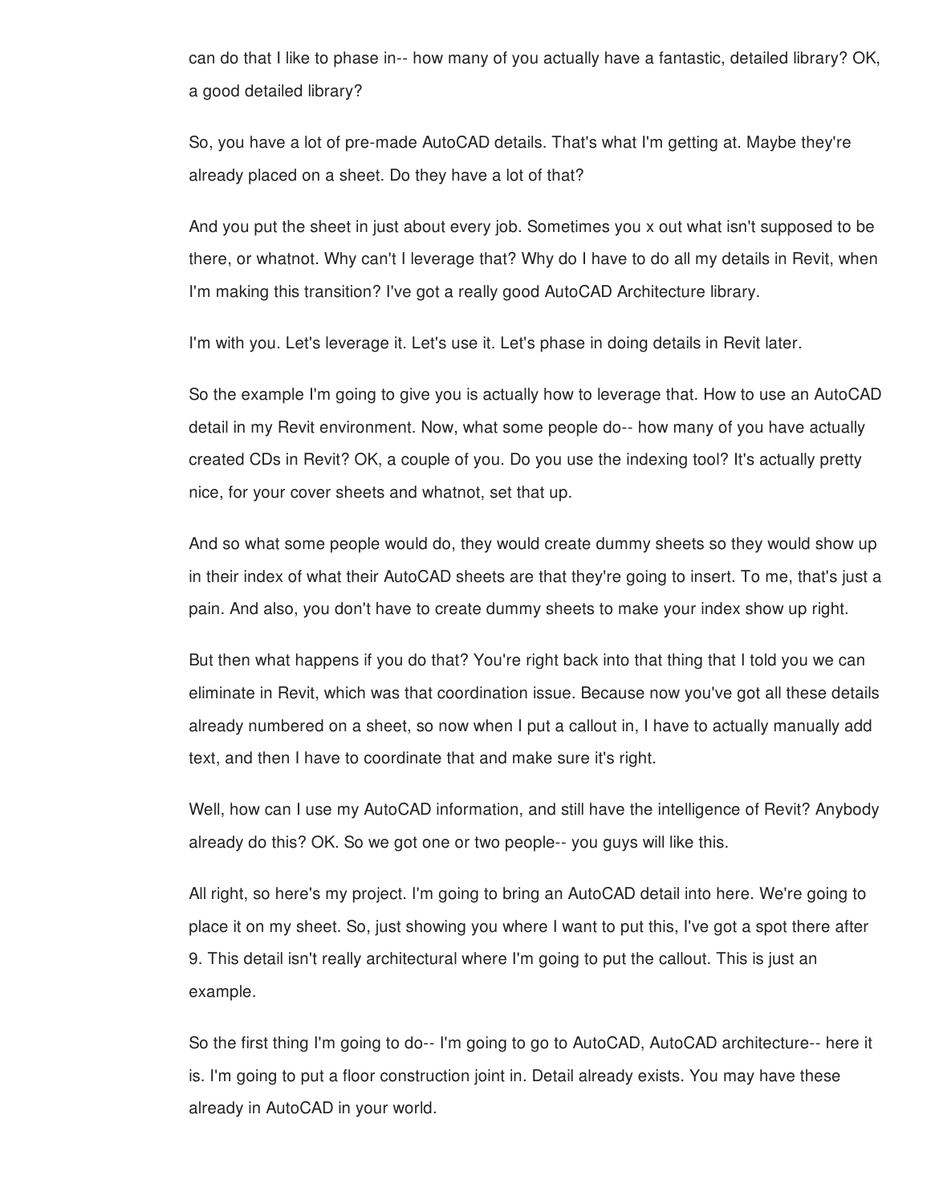can do that I like to phase in-- how many of you actually have a fantastic, detailed library? OK, a good detailed library?

So, you have a lot of pre-made AutoCAD details. That's what I'm getting at. Maybe they're already placed on a sheet. Do they have a lot of that?

And you put the sheet in just about every job. Sometimes you x out what isn't supposed to be there, or whatnot. Why can't I leverage that? Why do I have to do all my details in Revit, when I'm making this transition? I've got a really good AutoCAD Architecture library.

I'm with you. Let's leverage it. Let's use it. Let's phase in doing details in Revit later.

So the example I'm going to give you is actually how to leverage that. How to use an AutoCAD detail in my Revit environment. Now, what some people do-- how many of you have actually created CDs in Revit? OK, a couple of you. Do you use the indexing tool? It's actually pretty nice, for your cover sheets and whatnot, set that up.

And so what some people would do, they would create dummy sheets so they would show up in their index of what their AutoCAD sheets are that they're going to insert. To me, that's just a pain. And also, you don't have to create dummy sheets to make your index show up right.

But then what happens if you do that? You're right back into that thing that I told you we can eliminate in Revit, which was that coordination issue. Because now you've got all these details already numbered on a sheet, so now when I put a callout in, I have to actually manually add text, and then I have to coordinate that and make sure it's right.

Well, how can I use my AutoCAD information, and still have the intelligence of Revit? Anybody already do this? OK. So we got one or two people-- you guys will like this.

All right, so here's my project. I'm going to bring an AutoCAD detail into here. We're going to place it on my sheet. So, just showing you where I want to put this, I've got a spot there after 9. This detail isn't really architectural where I'm going to put the callout. This is just an example.

So the first thing I'm going to do-- I'm going to go to AutoCAD, AutoCAD architecture-- here it is. I'm going to put a floor construction joint in. Detail already exists. You may have these already in AutoCAD in your world.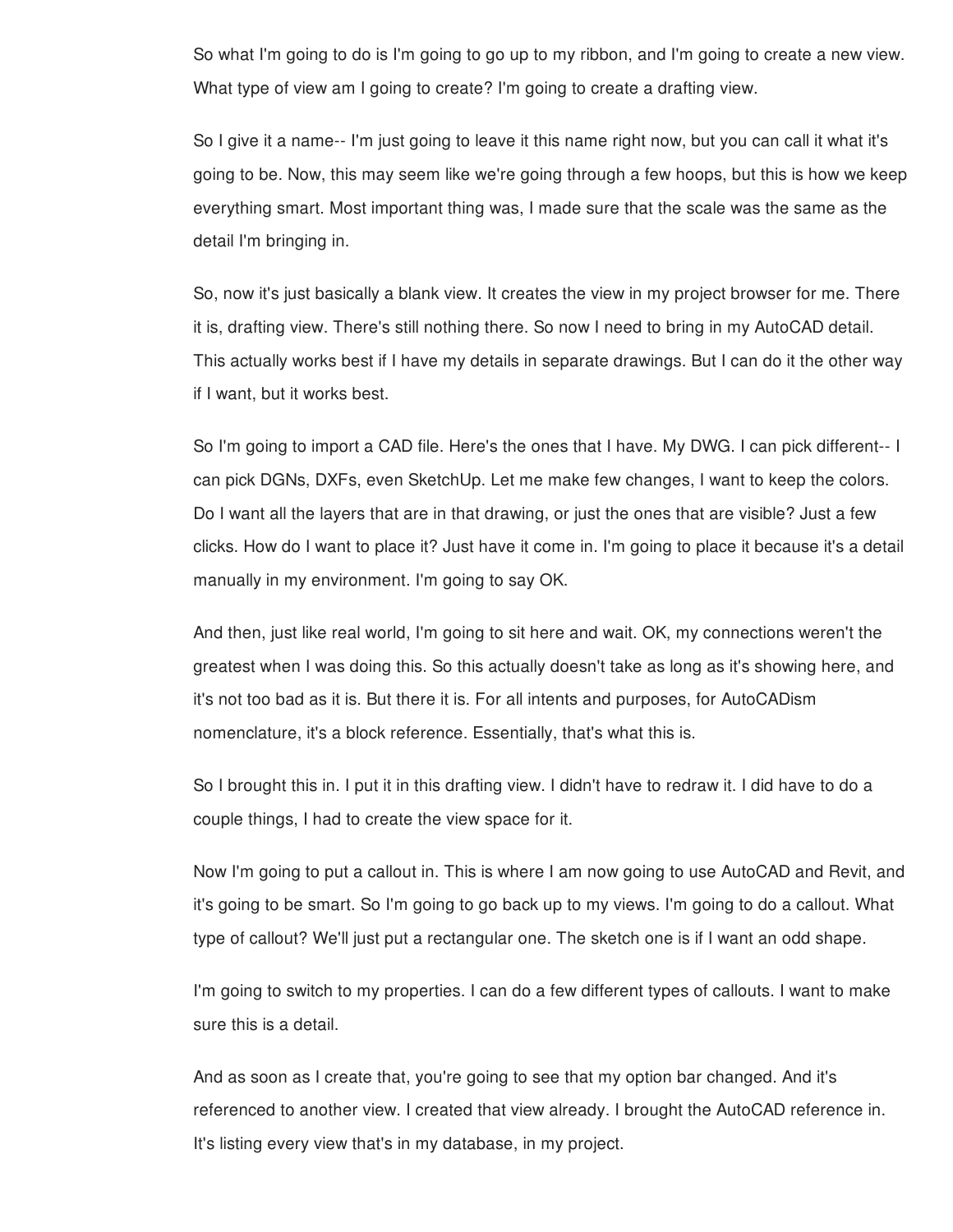So what I'm going to do is I'm going to go up to my ribbon, and I'm going to create a new view. What type of view am I going to create? I'm going to create a drafting view.

So I give it a name-- I'm just going to leave it this name right now, but you can call it what it's going to be. Now, this may seem like we're going through a few hoops, but this is how we keep everything smart. Most important thing was, I made sure that the scale was the same as the detail I'm bringing in.

So, now it's just basically a blank view. It creates the view in my project browser for me. There it is, drafting view. There's still nothing there. So now I need to bring in my AutoCAD detail. This actually works best if I have my details in separate drawings. But I can do it the other way if I want, but it works best.

So I'm going to import a CAD file. Here's the ones that I have. My DWG. I can pick different-- I can pick DGNs, DXFs, even SketchUp. Let me make few changes, I want to keep the colors. Do I want all the layers that are in that drawing, or just the ones that are visible? Just a few clicks. How do I want to place it? Just have it come in. I'm going to place it because it's a detail manually in my environment. I'm going to say OK.

And then, just like real world, I'm going to sit here and wait. OK, my connections weren't the greatest when I was doing this. So this actually doesn't take as long as it's showing here, and it's not too bad as it is. But there it is. For all intents and purposes, for AutoCADism nomenclature, it's a block reference. Essentially, that's what this is.

So I brought this in. I put it in this drafting view. I didn't have to redraw it. I did have to do a couple things, I had to create the view space for it.

Now I'm going to put a callout in. This is where I am now going to use AutoCAD and Revit, and it's going to be smart. So I'm going to go back up to my views. I'm going to do a callout. What type of callout? We'll just put a rectangular one. The sketch one is if I want an odd shape.

I'm going to switch to my properties. I can do a few different types of callouts. I want to make sure this is a detail.

And as soon as I create that, you're going to see that my option bar changed. And it's referenced to another view. I created that view already. I brought the AutoCAD reference in. It's listing every view that's in my database, in my project.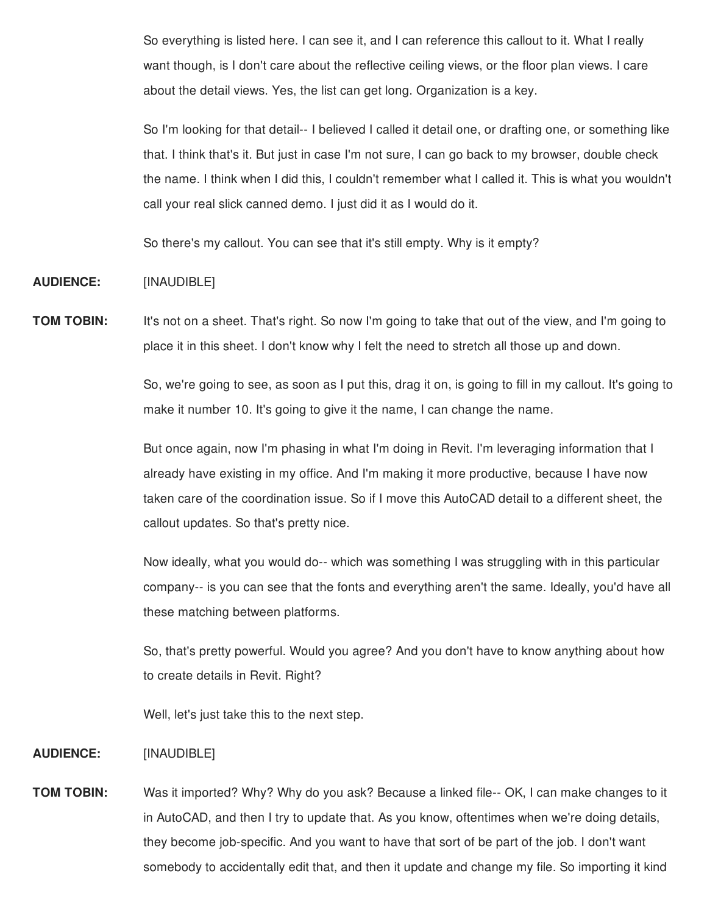So everything is listed here. I can see it, and I can reference this callout to it. What I really want though, is I don't care about the reflective ceiling views, or the floor plan views. I care about the detail views. Yes, the list can get long. Organization is a key.

So I'm looking for that detail-- I believed I called it detail one, or drafting one, or something like that. I think that's it. But just in case I'm not sure, I can go back to my browser, double check the name. I think when I did this, I couldn't remember what I called it. This is what you wouldn't call your real slick canned demo. I just did it as I would do it.

So there's my callout. You can see that it's still empty. Why is it empty?

**AUDIENCE:** [INAUDIBLE]

**TOM TOBIN:** It's not on a sheet. That's right. So now I'm going to take that out of the view, and I'm going to place it in this sheet. I don't know why I felt the need to stretch all those up and down.

So, we're going to see, as soon as I put this, drag it on, is going to fill in my callout. It's going to make it number 10. It's going to give it the name, I can change the name.

But once again, now I'm phasing in what I'm doing in Revit. I'm leveraging information that I already have existing in my office. And I'm making it more productive, because I have now taken care of the coordination issue. So if I move this AutoCAD detail to a different sheet, the callout updates. So that's pretty nice.

Now ideally, what you would do-- which was something I was struggling with in this particular company-- is you can see that the fonts and everything aren't the same. Ideally, you'd have all these matching between platforms.

So, that's pretty powerful. Would you agree? And you don't have to know anything about how to create details in Revit. Right?

Well, let's just take this to the next step.

**AUDIENCE:** [INAUDIBLE]

**TOM TOBIN:** Was it imported? Why? Why do you ask? Because a linked file-- OK, I can make changes to it in AutoCAD, and then I try to update that. As you know, oftentimes when we're doing details, they become job-specific. And you want to have that sort of be part of the job. I don't want somebody to accidentally edit that, and then it update and change my file. So importing it kind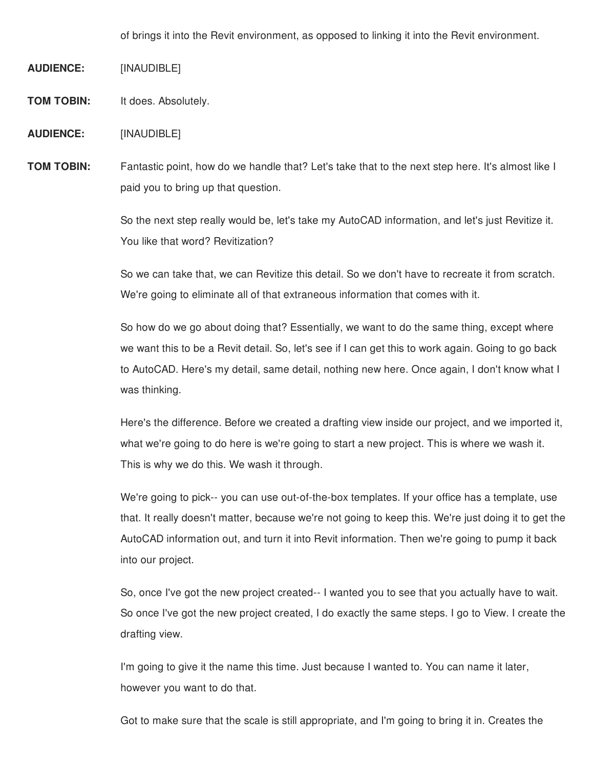of brings it into the Revit environment, as opposed to linking it into the Revit environment.

**AUDIENCE:** [INAUDIBLE]

**TOM TOBIN:** It does. Absolutely.

**AUDIENCE:** [INAUDIBLE]

**TOM TOBIN:** Fantastic point, how do we handle that? Let's take that to the next step here. It's almost like I paid you to bring up that question.

So the next step really would be, let's take my AutoCAD information, and let's just Revitize it. You like that word? Revitization?

So we can take that, we can Revitize this detail. So we don't have to recreate it from scratch. We're going to eliminate all of that extraneous information that comes with it.

So how do we go about doing that? Essentially, we want to do the same thing, except where we want this to be a Revit detail. So, let's see if I can get this to work again. Going to go back to AutoCAD. Here's my detail, same detail, nothing new here. Once again, I don't know what I was thinking.

Here's the difference. Before we created a drafting view inside our project, and we imported it, what we're going to do here is we're going to start a new project. This is where we wash it. This is why we do this. We wash it through.

We're going to pick-- you can use out-of-the-box templates. If your office has a template, use that. It really doesn't matter, because we're not going to keep this. We're just doing it to get the AutoCAD information out, and turn it into Revit information. Then we're going to pump it back into our project.

So, once I've got the new project created-- I wanted you to see that you actually have to wait. So once I've got the new project created, I do exactly the same steps. I go to View. I create the drafting view.

I'm going to give it the name this time. Just because I wanted to. You can name it later, however you want to do that.

Got to make sure that the scale is still appropriate, and I'm going to bring it in. Creates the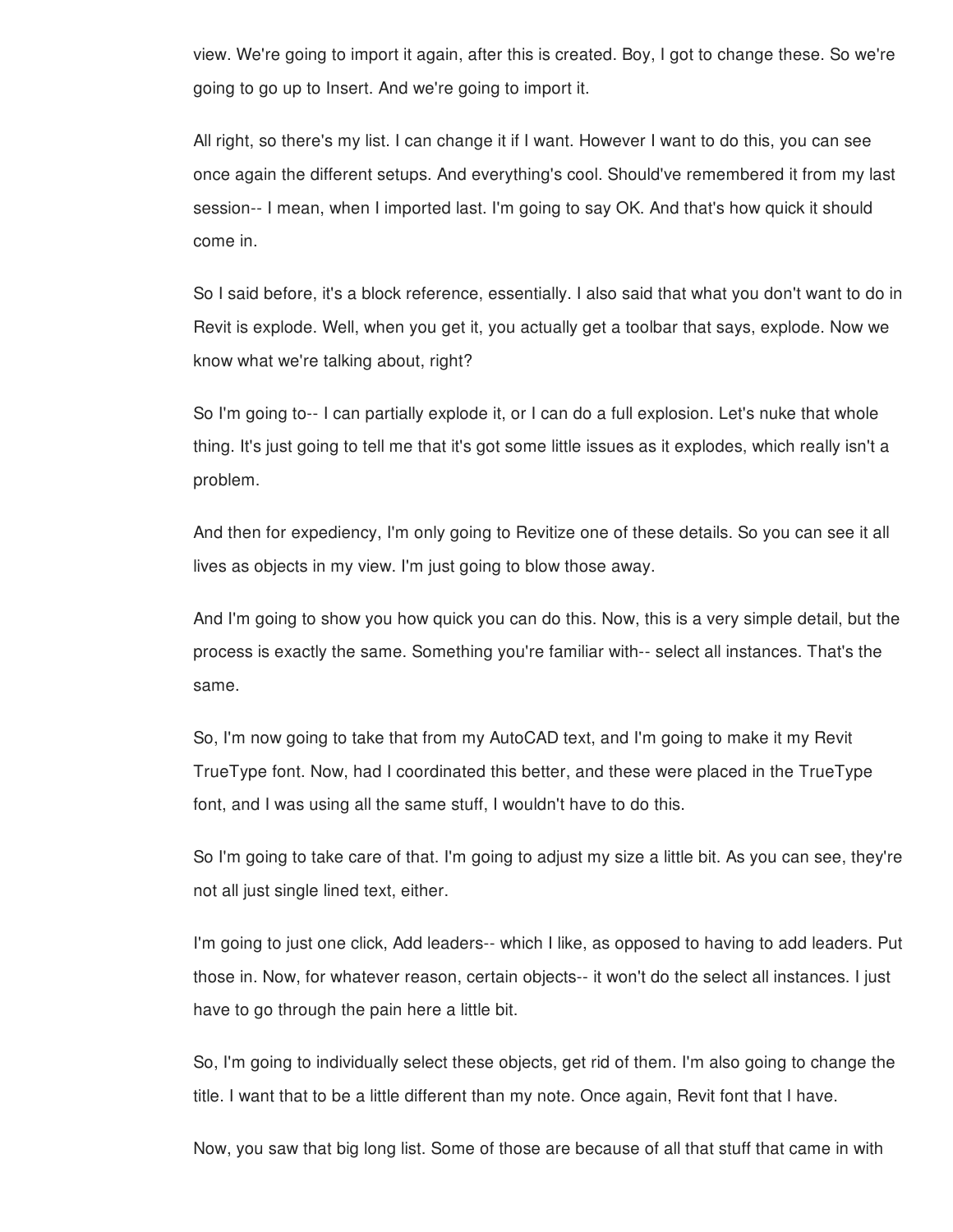view. We're going to import it again, after this is created. Boy, I got to change these. So we're going to go up to Insert. And we're going to import it.

All right, so there's my list. I can change it if I want. However I want to do this, you can see once again the different setups. And everything's cool. Should've remembered it from my last session-- I mean, when I imported last. I'm going to say OK. And that's how quick it should come in.

So I said before, it's a block reference, essentially. I also said that what you don't want to do in Revit is explode. Well, when you get it, you actually get a toolbar that says, explode. Now we know what we're talking about, right?

So I'm going to-- I can partially explode it, or I can do a full explosion. Let's nuke that whole thing. It's just going to tell me that it's got some little issues as it explodes, which really isn't a problem.

And then for expediency, I'm only going to Revitize one of these details. So you can see it all lives as objects in my view. I'm just going to blow those away.

And I'm going to show you how quick you can do this. Now, this is a very simple detail, but the process is exactly the same. Something you're familiar with-- select all instances. That's the same.

So, I'm now going to take that from my AutoCAD text, and I'm going to make it my Revit TrueType font. Now, had I coordinated this better, and these were placed in the TrueType font, and I was using all the same stuff, I wouldn't have to do this.

So I'm going to take care of that. I'm going to adjust my size a little bit. As you can see, they're not all just single lined text, either.

I'm going to just one click, Add leaders-- which I like, as opposed to having to add leaders. Put those in. Now, for whatever reason, certain objects-- it won't do the select all instances. I just have to go through the pain here a little bit.

So, I'm going to individually select these objects, get rid of them. I'm also going to change the title. I want that to be a little different than my note. Once again, Revit font that I have.

Now, you saw that big long list. Some of those are because of all that stuff that came in with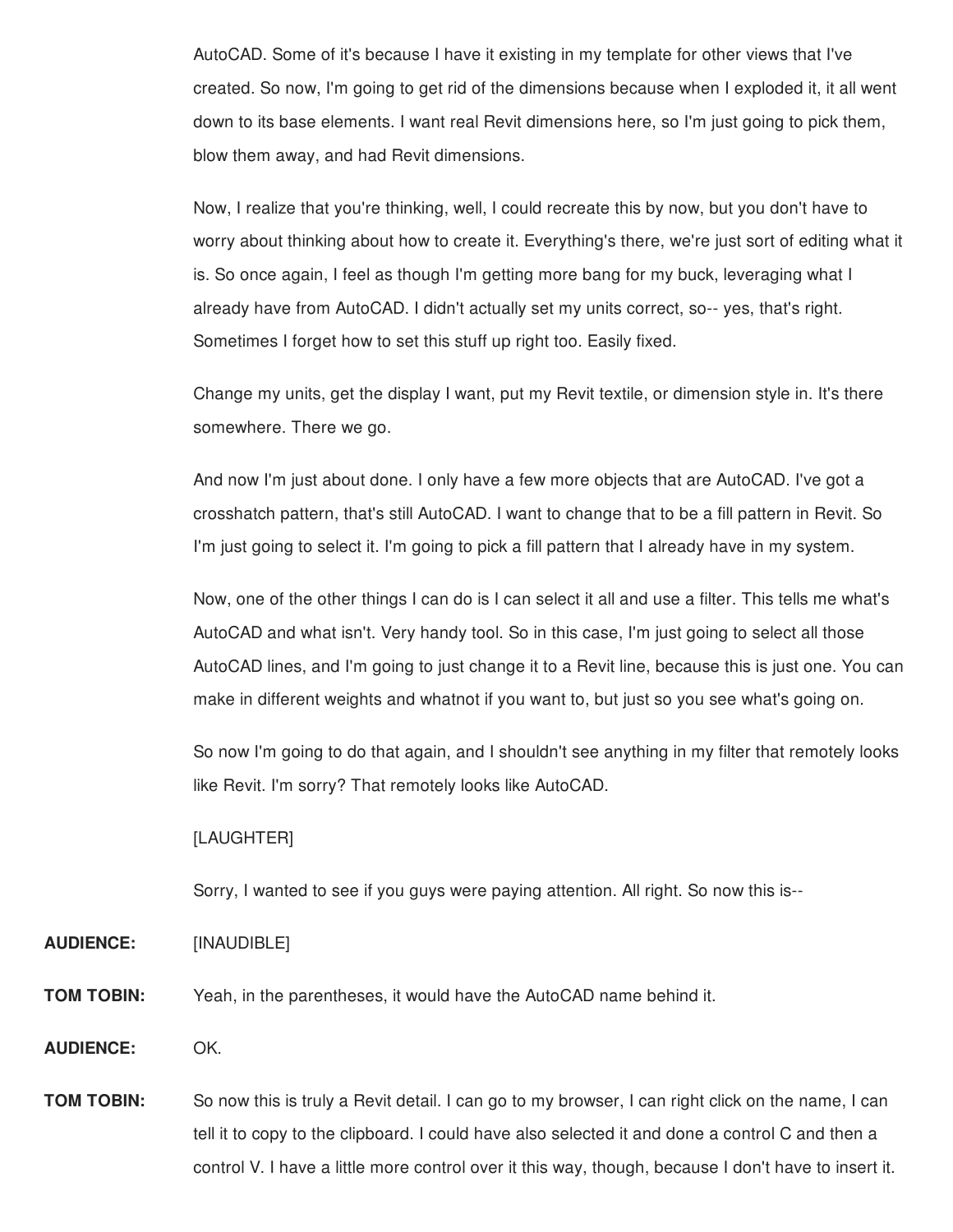AutoCAD. Some of it's because I have it existing in my template for other views that I've created. So now, I'm going to get rid of the dimensions because when I exploded it, it all went down to its base elements. I want real Revit dimensions here, so I'm just going to pick them, blow them away, and had Revit dimensions.

Now, I realize that you're thinking, well, I could recreate this by now, but you don't have to worry about thinking about how to create it. Everything's there, we're just sort of editing what it is. So once again, I feel as though I'm getting more bang for my buck, leveraging what I already have from AutoCAD. I didn't actually set my units correct, so-- yes, that's right. Sometimes I forget how to set this stuff up right too. Easily fixed.

Change my units, get the display I want, put my Revit textile, or dimension style in. It's there somewhere. There we go.

And now I'm just about done. I only have a few more objects that are AutoCAD. I've got a crosshatch pattern, that's still AutoCAD. I want to change that to be a fill pattern in Revit. So I'm just going to select it. I'm going to pick a fill pattern that I already have in my system.

Now, one of the other things I can do is I can select it all and use a filter. This tells me what's AutoCAD and what isn't. Very handy tool. So in this case, I'm just going to select all those AutoCAD lines, and I'm going to just change it to a Revit line, because this is just one. You can make in different weights and whatnot if you want to, but just so you see what's going on.

So now I'm going to do that again, and I shouldn't see anything in my filter that remotely looks like Revit. I'm sorry? That remotely looks like AutoCAD.

[LAUGHTER]

Sorry, I wanted to see if you guys were paying attention. All right. So now this is--

**AUDIENCE:** [INAUDIBLE]

**TOM TOBIN:** Yeah, in the parentheses, it would have the AutoCAD name behind it.

**AUDIENCE:** OK.

**TOM TOBIN:** So now this is truly a Revit detail. I can go to my browser, I can right click on the name, I can tell it to copy to the clipboard. I could have also selected it and done a control C and then a control V. I have a little more control over it this way, though, because I don't have to insert it.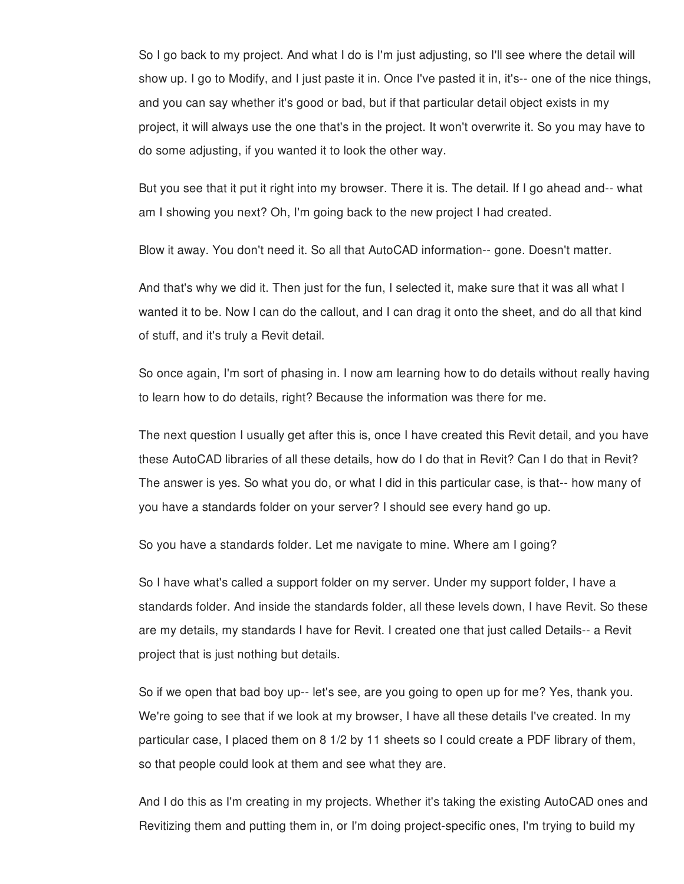So I go back to my project. And what I do is I'm just adjusting, so I'll see where the detail will show up. I go to Modify, and I just paste it in. Once I've pasted it in, it's-- one of the nice things, and you can say whether it's good or bad, but if that particular detail object exists in my project, it will always use the one that's in the project. It won't overwrite it. So you may have to do some adjusting, if you wanted it to look the other way.

But you see that it put it right into my browser. There it is. The detail. If I go ahead and-- what am I showing you next? Oh, I'm going back to the new project I had created.

Blow it away. You don't need it. So all that AutoCAD information-- gone. Doesn't matter.

And that's why we did it. Then just for the fun, I selected it, make sure that it was all what I wanted it to be. Now I can do the callout, and I can drag it onto the sheet, and do all that kind of stuff, and it's truly a Revit detail.

So once again, I'm sort of phasing in. I now am learning how to do details without really having to learn how to do details, right? Because the information was there for me.

The next question I usually get after this is, once I have created this Revit detail, and you have these AutoCAD libraries of all these details, how do I do that in Revit? Can I do that in Revit? The answer is yes. So what you do, or what I did in this particular case, is that-- how many of you have a standards folder on your server? I should see every hand go up.

So you have a standards folder. Let me navigate to mine. Where am I going?

So I have what's called a support folder on my server. Under my support folder, I have a standards folder. And inside the standards folder, all these levels down, I have Revit. So these are my details, my standards I have for Revit. I created one that just called Details-- a Revit project that is just nothing but details.

So if we open that bad boy up-- let's see, are you going to open up for me? Yes, thank you. We're going to see that if we look at my browser, I have all these details I've created. In my particular case, I placed them on 8 1/2 by 11 sheets so I could create a PDF library of them, so that people could look at them and see what they are.

And I do this as I'm creating in my projects. Whether it's taking the existing AutoCAD ones and Revitizing them and putting them in, or I'm doing project-specific ones, I'm trying to build my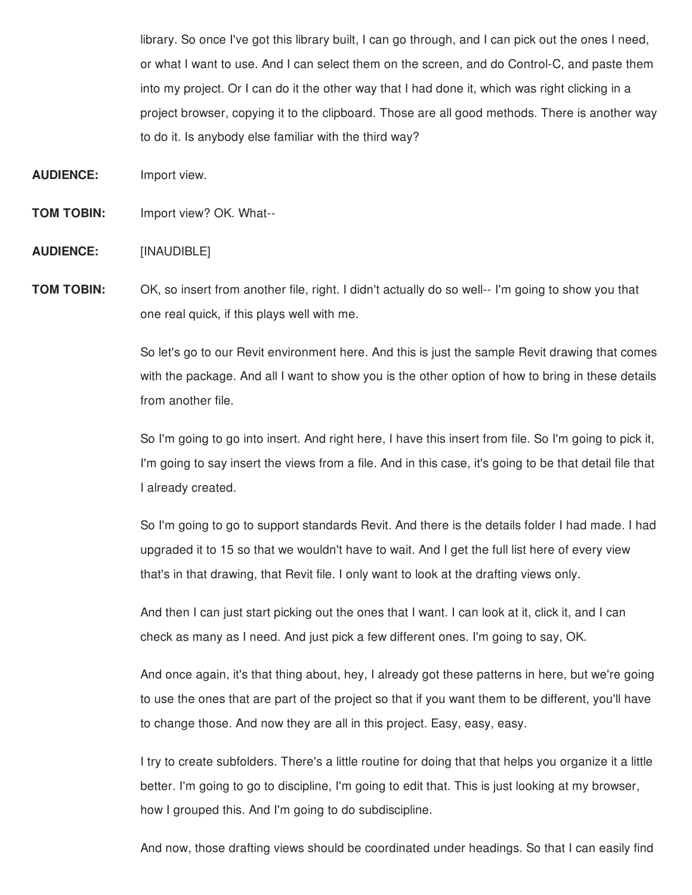library. So once I've got this library built, I can go through, and I can pick out the ones I need, or what I want to use. And I can select them on the screen, and do Control-C, and paste them into my project. Or I can do it the other way that I had done it, which was right clicking in a project browser, copying it to the clipboard. Those are all good methods. There is another way to do it. Is anybody else familiar with the third way?

**AUDIENCE:** Import view.

**TOM TOBIN:** Import view? OK. What--

**AUDIENCE:** [INAUDIBLE]

**TOM TOBIN:** OK, so insert from another file, right. I didn't actually do so well-- I'm going to show you that one real quick, if this plays well with me.

So let's go to our Revit environment here. And this is just the sample Revit drawing that comes with the package. And all I want to show you is the other option of how to bring in these details from another file.

So I'm going to go into insert. And right here, I have this insert from file. So I'm going to pick it, I'm going to say insert the views from a file. And in this case, it's going to be that detail file that I already created.

So I'm going to go to support standards Revit. And there is the details folder I had made. I had upgraded it to 15 so that we wouldn't have to wait. And I get the full list here of every view that's in that drawing, that Revit file. I only want to look at the drafting views only.

And then I can just start picking out the ones that I want. I can look at it, click it, and I can check as many as I need. And just pick a few different ones. I'm going to say, OK.

And once again, it's that thing about, hey, I already got these patterns in here, but we're going to use the ones that are part of the project so that if you want them to be different, you'll have to change those. And now they are all in this project. Easy, easy, easy.

I try to create subfolders. There's a little routine for doing that that helps you organize it a little better. I'm going to go to discipline, I'm going to edit that. This is just looking at my browser, how I grouped this. And I'm going to do subdiscipline.

And now, those drafting views should be coordinated under headings. So that I can easily find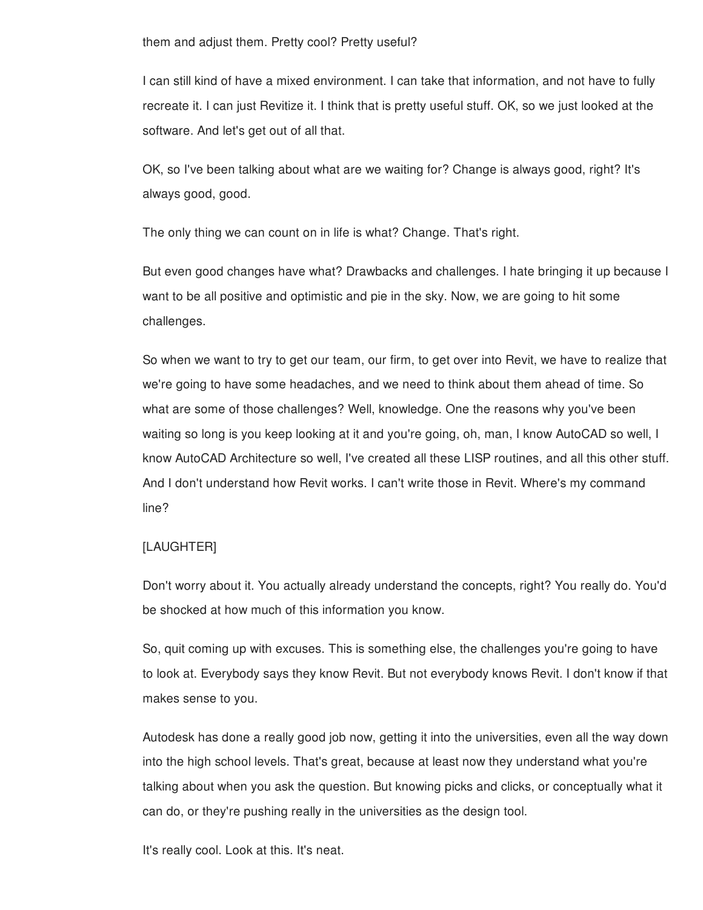them and adjust them. Pretty cool? Pretty useful?

I can still kind of have a mixed environment. I can take that information, and not have to fully recreate it. I can just Revitize it. I think that is pretty useful stuff. OK, so we just looked at the software. And let's get out of all that.

OK, so I've been talking about what are we waiting for? Change is always good, right? It's always good, good.

The only thing we can count on in life is what? Change. That's right.

But even good changes have what? Drawbacks and challenges. I hate bringing it up because I want to be all positive and optimistic and pie in the sky. Now, we are going to hit some challenges.

So when we want to try to get our team, our firm, to get over into Revit, we have to realize that we're going to have some headaches, and we need to think about them ahead of time. So what are some of those challenges? Well, knowledge. One the reasons why you've been waiting so long is you keep looking at it and you're going, oh, man, I know AutoCAD so well, I know AutoCAD Architecture so well, I've created all these LISP routines, and all this other stuff. And I don't understand how Revit works. I can't write those in Revit. Where's my command line?

[LAUGHTER]

Don't worry about it. You actually already understand the concepts, right? You really do. You'd be shocked at how much of this information you know.

So, quit coming up with excuses. This is something else, the challenges you're going to have to look at. Everybody says they know Revit. But not everybody knows Revit. I don't know if that makes sense to you.

Autodesk has done a really good job now, getting it into the universities, even all the way down into the high school levels. That's great, because at least now they understand what you're talking about when you ask the question. But knowing picks and clicks, or conceptually what it can do, or they're pushing really in the universities as the design tool.

It's really cool. Look at this. It's neat.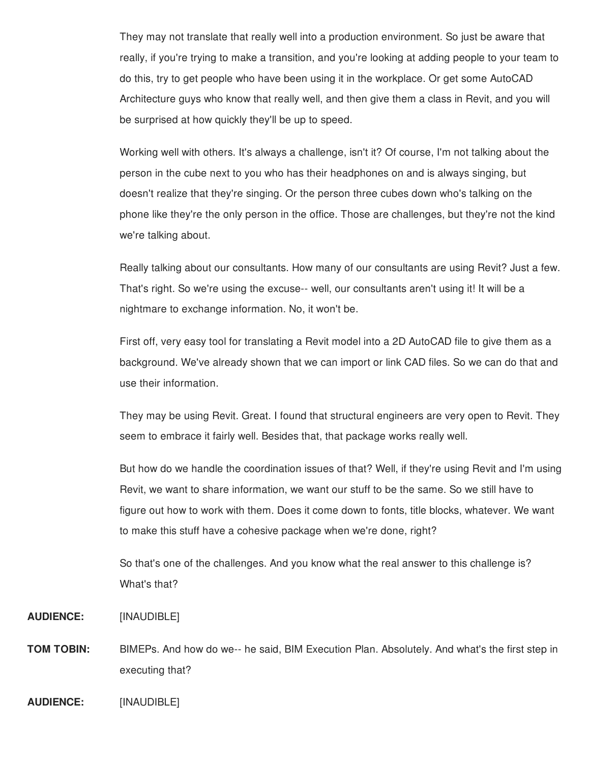They may not translate that really well into a production environment. So just be aware that really, if you're trying to make a transition, and you're looking at adding people to your team to do this, try to get people who have been using it in the workplace. Or get some AutoCAD Architecture guys who know that really well, and then give them a class in Revit, and you will be surprised at how quickly they'll be up to speed.

Working well with others. It's always a challenge, isn't it? Of course, I'm not talking about the person in the cube next to you who has their headphones on and is always singing, but doesn't realize that they're singing. Or the person three cubes down who's talking on the phone like they're the only person in the office. Those are challenges, but they're not the kind we're talking about.

Really talking about our consultants. How many of our consultants are using Revit? Just a few. That's right. So we're using the excuse-- well, our consultants aren't using it! It will be a nightmare to exchange information. No, it won't be.

First off, very easy tool for translating a Revit model into a 2D AutoCAD file to give them as a background. We've already shown that we can import or link CAD files. So we can do that and use their information.

They may be using Revit. Great. I found that structural engineers are very open to Revit. They seem to embrace it fairly well. Besides that, that package works really well.

But how do we handle the coordination issues of that? Well, if they're using Revit and I'm using Revit, we want to share information, we want our stuff to be the same. So we still have to figure out how to work with them. Does it come down to fonts, title blocks, whatever. We want to make this stuff have a cohesive package when we're done, right?

So that's one of the challenges. And you know what the real answer to this challenge is? What's that?

**AUDIENCE:** [INAUDIBLE]

**TOM TOBIN:** BIMEPs. And how do we-- he said, BIM Execution Plan. Absolutely. And what's the first step in executing that?

**AUDIENCE:** [INAUDIBLE]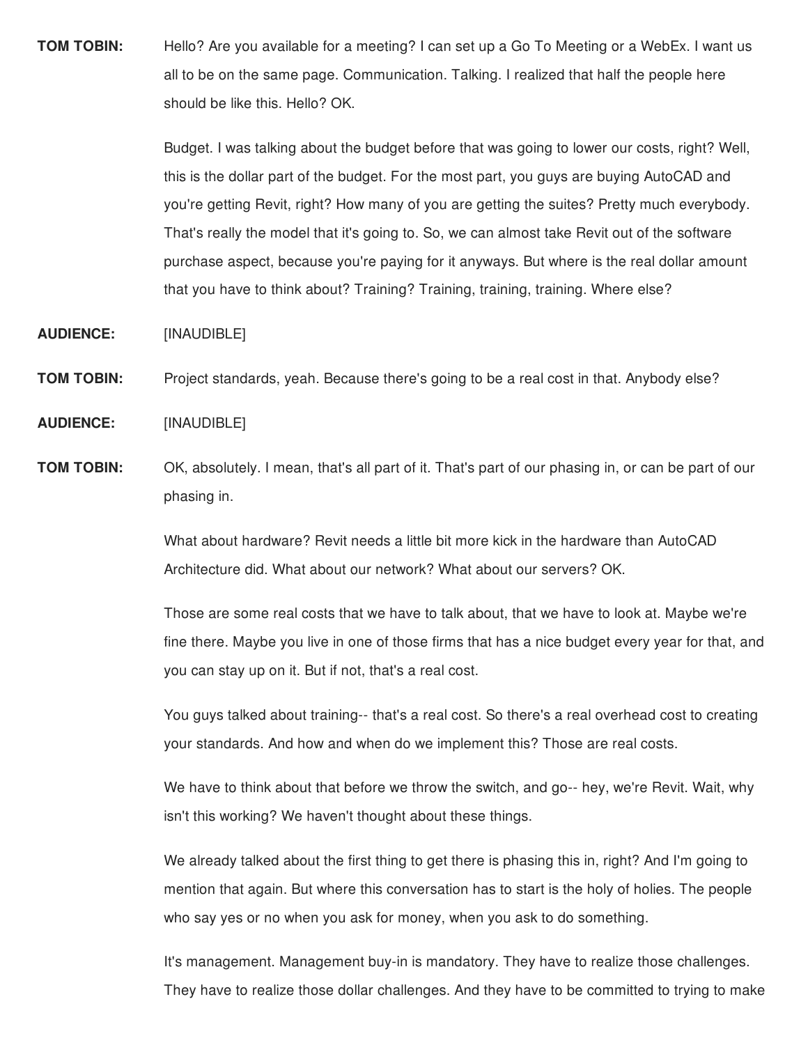**TOM TOBIN:** Hello? Are you available for a meeting? I can set up a Go To Meeting or a WebEx. I want us all to be on the same page. Communication. Talking. I realized that half the people here should be like this. Hello? OK.

Budget. I was talking about the budget before that was going to lower our costs, right? Well, this is the dollar part of the budget. For the most part, you guys are buying AutoCAD and you're getting Revit, right? How many of you are getting the suites? Pretty much everybody. That's really the model that it's going to. So, we can almost take Revit out of the software purchase aspect, because you're paying for it anyways. But where is the real dollar amount that you have to think about? Training? Training, training, training. Where else?

**AUDIENCE:** [INAUDIBLE]

**TOM TOBIN:** Project standards, yeah. Because there's going to be a real cost in that. Anybody else?

**AUDIENCE:** [INAUDIBLE]

**TOM TOBIN:** OK, absolutely. I mean, that's all part of it. That's part of our phasing in, or can be part of our phasing in.

What about hardware? Revit needs a little bit more kick in the hardware than AutoCAD Architecture did. What about our network? What about our servers? OK.

Those are some real costs that we have to talk about, that we have to look at. Maybe we're fine there. Maybe you live in one of those firms that has a nice budget every year for that, and you can stay up on it. But if not, that's a real cost.

You guys talked about training-- that's a real cost. So there's a real overhead cost to creating your standards. And how and when do we implement this? Those are real costs.

We have to think about that before we throw the switch, and go-- hey, we're Revit. Wait, why isn't this working? We haven't thought about these things.

We already talked about the first thing to get there is phasing this in, right? And I'm going to mention that again. But where this conversation has to start is the holy of holies. The people who say yes or no when you ask for money, when you ask to do something.

It's management. Management buy-in is mandatory. They have to realize those challenges. They have to realize those dollar challenges. And they have to be committed to trying to make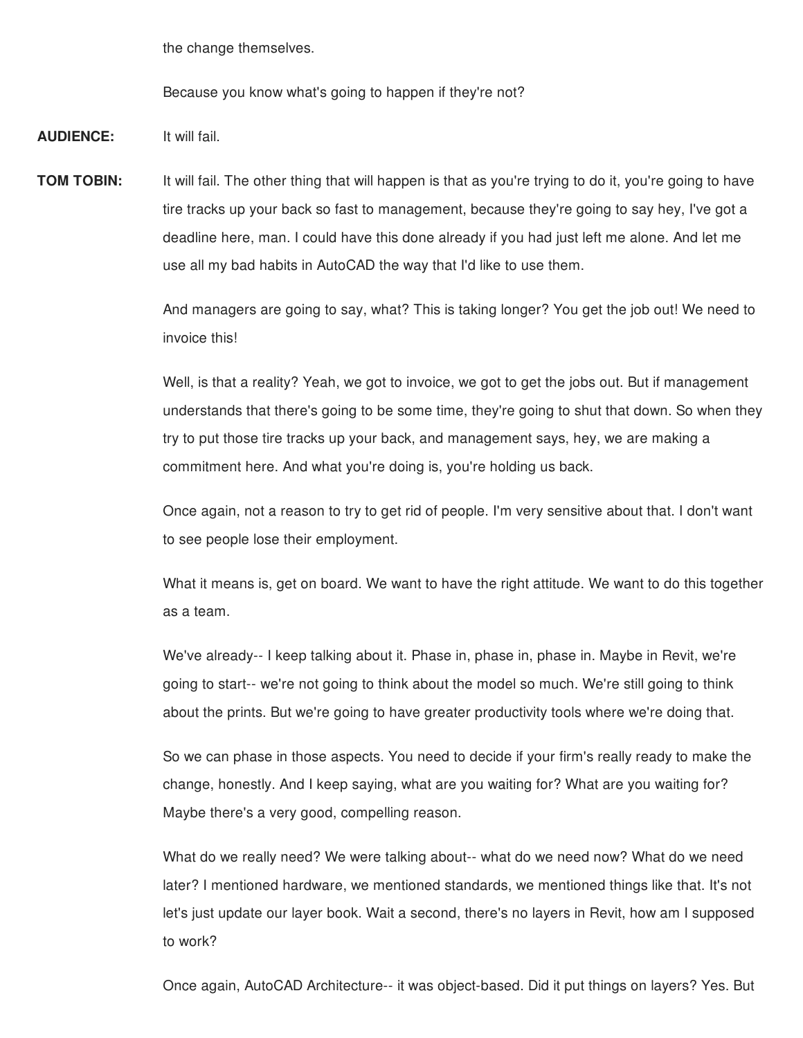the change themselves.

Because you know what's going to happen if they're not?

**AUDIENCE:** It will fail.

**TOM TOBIN:** It will fail. The other thing that will happen is that as you're trying to do it, you're going to have tire tracks up your back so fast to management, because they're going to say hey, I've got a deadline here, man. I could have this done already if you had just left me alone. And let me use all my bad habits in AutoCAD the way that I'd like to use them.

And managers are going to say, what? This is taking longer? You get the job out! We need to invoice this!

Well, is that a reality? Yeah, we got to invoice, we got to get the jobs out. But if management understands that there's going to be some time, they're going to shut that down. So when they try to put those tire tracks up your back, and management says, hey, we are making a commitment here. And what you're doing is, you're holding us back.

Once again, not a reason to try to get rid of people. I'm very sensitive about that. I don't want to see people lose their employment.

What it means is, get on board. We want to have the right attitude. We want to do this together as a team.

We've already-- I keep talking about it. Phase in, phase in, phase in. Maybe in Revit, we're going to start-- we're not going to think about the model so much. We're still going to think about the prints. But we're going to have greater productivity tools where we're doing that.

So we can phase in those aspects. You need to decide if your firm's really ready to make the change, honestly. And I keep saying, what are you waiting for? What are you waiting for? Maybe there's a very good, compelling reason.

What do we really need? We were talking about-- what do we need now? What do we need later? I mentioned hardware, we mentioned standards, we mentioned things like that. It's not let's just update our layer book. Wait a second, there's no layers in Revit, how am I supposed to work?

Once again, AutoCAD Architecture-- it was object-based. Did it put things on layers? Yes. But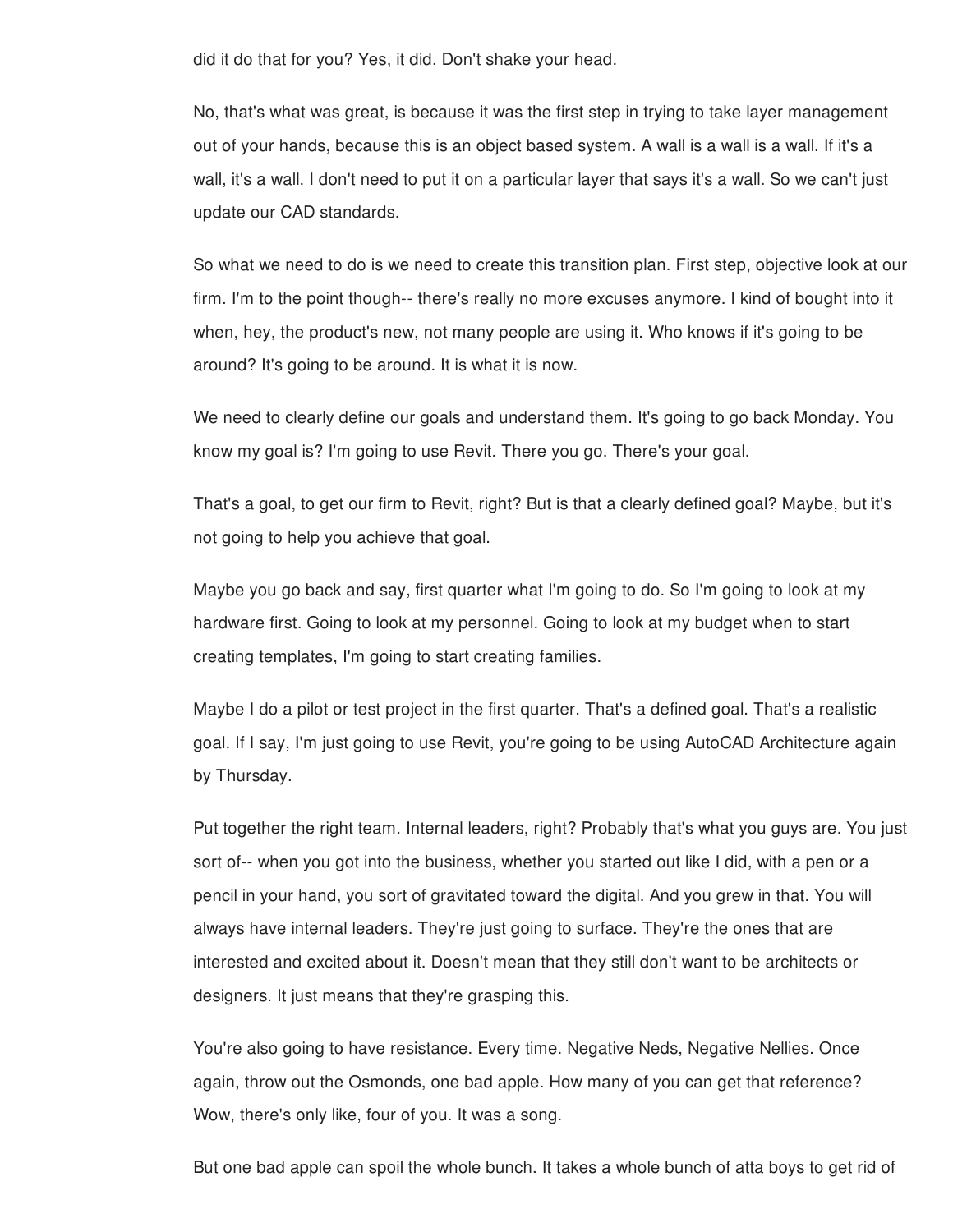did it do that for you? Yes, it did. Don't shake your head.

No, that's what was great, is because it was the first step in trying to take layer management out of your hands, because this is an object based system. A wall is a wall is a wall. If it's a wall, it's a wall. I don't need to put it on a particular layer that says it's a wall. So we can't just update our CAD standards.

So what we need to do is we need to create this transition plan. First step, objective look at our firm. I'm to the point though-- there's really no more excuses anymore. I kind of bought into it when, hey, the product's new, not many people are using it. Who knows if it's going to be around? It's going to be around. It is what it is now.

We need to clearly define our goals and understand them. It's going to go back Monday. You know my goal is? I'm going to use Revit. There you go. There's your goal.

That's a goal, to get our firm to Revit, right? But is that a clearly defined goal? Maybe, but it's not going to help you achieve that goal.

Maybe you go back and say, first quarter what I'm going to do. So I'm going to look at my hardware first. Going to look at my personnel. Going to look at my budget when to start creating templates, I'm going to start creating families.

Maybe I do a pilot or test project in the first quarter. That's a defined goal. That's a realistic goal. If I say, I'm just going to use Revit, you're going to be using AutoCAD Architecture again by Thursday.

Put together the right team. Internal leaders, right? Probably that's what you guys are. You just sort of-- when you got into the business, whether you started out like I did, with a pen or a pencil in your hand, you sort of gravitated toward the digital. And you grew in that. You will always have internal leaders. They're just going to surface. They're the ones that are interested and excited about it. Doesn't mean that they still don't want to be architects or designers. It just means that they're grasping this.

You're also going to have resistance. Every time. Negative Neds, Negative Nellies. Once again, throw out the Osmonds, one bad apple. How many of you can get that reference? Wow, there's only like, four of you. It was a song.

But one bad apple can spoil the whole bunch. It takes a whole bunch of atta boys to get rid of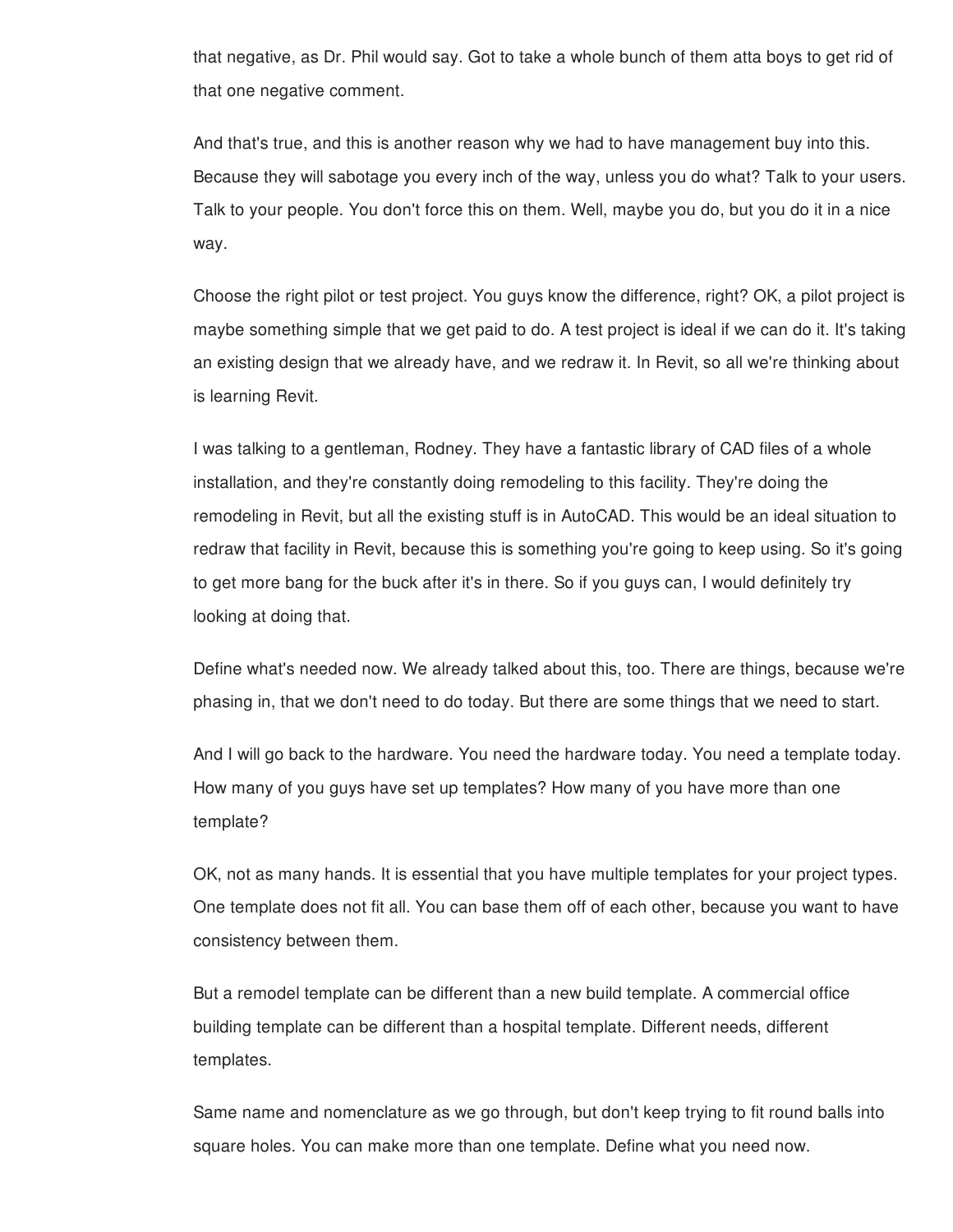that negative, as Dr. Phil would say. Got to take a whole bunch of them atta boys to get rid of that one negative comment.

And that's true, and this is another reason why we had to have management buy into this. Because they will sabotage you every inch of the way, unless you do what? Talk to your users. Talk to your people. You don't force this on them. Well, maybe you do, but you do it in a nice way.

Choose the right pilot or test project. You guys know the difference, right? OK, a pilot project is maybe something simple that we get paid to do. A test project is ideal if we can do it. It's taking an existing design that we already have, and we redraw it. In Revit, so all we're thinking about is learning Revit.

I was talking to a gentleman, Rodney. They have a fantastic library of CAD files of a whole installation, and they're constantly doing remodeling to this facility. They're doing the remodeling in Revit, but all the existing stuff is in AutoCAD. This would be an ideal situation to redraw that facility in Revit, because this is something you're going to keep using. So it's going to get more bang for the buck after it's in there. So if you guys can, I would definitely try looking at doing that.

Define what's needed now. We already talked about this, too. There are things, because we're phasing in, that we don't need to do today. But there are some things that we need to start.

And I will go back to the hardware. You need the hardware today. You need a template today. How many of you guys have set up templates? How many of you have more than one template?

OK, not as many hands. It is essential that you have multiple templates for your project types. One template does not fit all. You can base them off of each other, because you want to have consistency between them.

But a remodel template can be different than a new build template. A commercial office building template can be different than a hospital template. Different needs, different templates.

Same name and nomenclature as we go through, but don't keep trying to fit round balls into square holes. You can make more than one template. Define what you need now.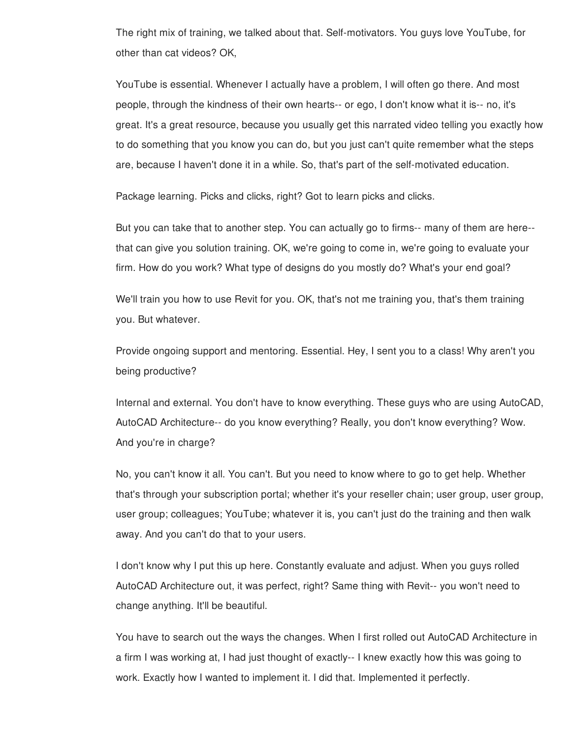The right mix of training, we talked about that. Self-motivators. You guys love YouTube, for other than cat videos? OK,

YouTube is essential. Whenever I actually have a problem, I will often go there. And most people, through the kindness of their own hearts-- or ego, I don't know what it is-- no, it's great. It's a great resource, because you usually get this narrated video telling you exactly how to do something that you know you can do, but you just can't quite remember what the steps are, because I haven't done it in a while. So, that's part of the self-motivated education.

Package learning. Picks and clicks, right? Got to learn picks and clicks.

But you can take that to another step. You can actually go to firms-- many of them are here-- that can give you solution training. OK, we're going to come in, we're going to evaluate your firm. How do you work? What type of designs do you mostly do? What's your end goal?

We'll train you how to use Revit for you. OK, that's not me training you, that's them training you. But whatever.

Provide ongoing support and mentoring. Essential. Hey, I sent you to a class! Why aren't you being productive?

Internal and external. You don't have to know everything. These guys who are using AutoCAD, AutoCAD Architecture-- do you know everything? Really, you don't know everything? Wow. And you're in charge?

No, you can't know it all. You can't. But you need to know where to go to get help. Whether that's through your subscription portal; whether it's your reseller chain; user group, user group, user group; colleagues; YouTube; whatever it is, you can't just do the training and then walk away. And you can't do that to your users.

I don't know why I put this up here. Constantly evaluate and adjust. When you guys rolled AutoCAD Architecture out, it was perfect, right? Same thing with Revit-- you won't need to change anything. It'll be beautiful.

You have to search out the ways the changes. When I first rolled out AutoCAD Architecture in a firm I was working at, I had just thought of exactly-- I knew exactly how this was going to work. Exactly how I wanted to implement it. I did that. Implemented it perfectly.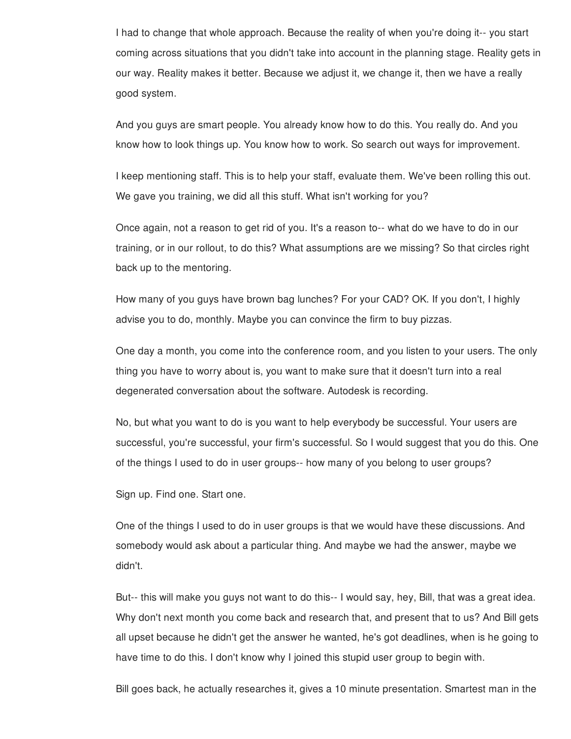I had to change that whole approach. Because the reality of when you're doing it-- you start coming across situations that you didn't take into account in the planning stage. Reality gets in our way. Reality makes it better. Because we adjust it, we change it, then we have a really good system.

And you guys are smart people. You already know how to do this. You really do. And you know how to look things up. You know how to work. So search out ways for improvement.

I keep mentioning staff. This is to help your staff, evaluate them. We've been rolling this out. We gave you training, we did all this stuff. What isn't working for you?

Once again, not a reason to get rid of you. It's a reason to-- what do we have to do in our training, or in our rollout, to do this? What assumptions are we missing? So that circles right back up to the mentoring.

How many of you guys have brown bag lunches? For your CAD? OK. If you don't, I highly advise you to do, monthly. Maybe you can convince the firm to buy pizzas.

One day a month, you come into the conference room, and you listen to your users. The only thing you have to worry about is, you want to make sure that it doesn't turn into a real degenerated conversation about the software. Autodesk is recording.

No, but what you want to do is you want to help everybody be successful. Your users are successful, you're successful, your firm's successful. So I would suggest that you do this. One of the things I used to do in user groups-- how many of you belong to user groups?

Sign up. Find one. Start one.

One of the things I used to do in user groups is that we would have these discussions. And somebody would ask about a particular thing. And maybe we had the answer, maybe we didn't.

But-- this will make you guys not want to do this-- I would say, hey, Bill, that was a great idea. Why don't next month you come back and research that, and present that to us? And Bill gets all upset because he didn't get the answer he wanted, he's got deadlines, when is he going to have time to do this. I don't know why I joined this stupid user group to begin with.

Bill goes back, he actually researches it, gives a 10 minute presentation. Smartest man in the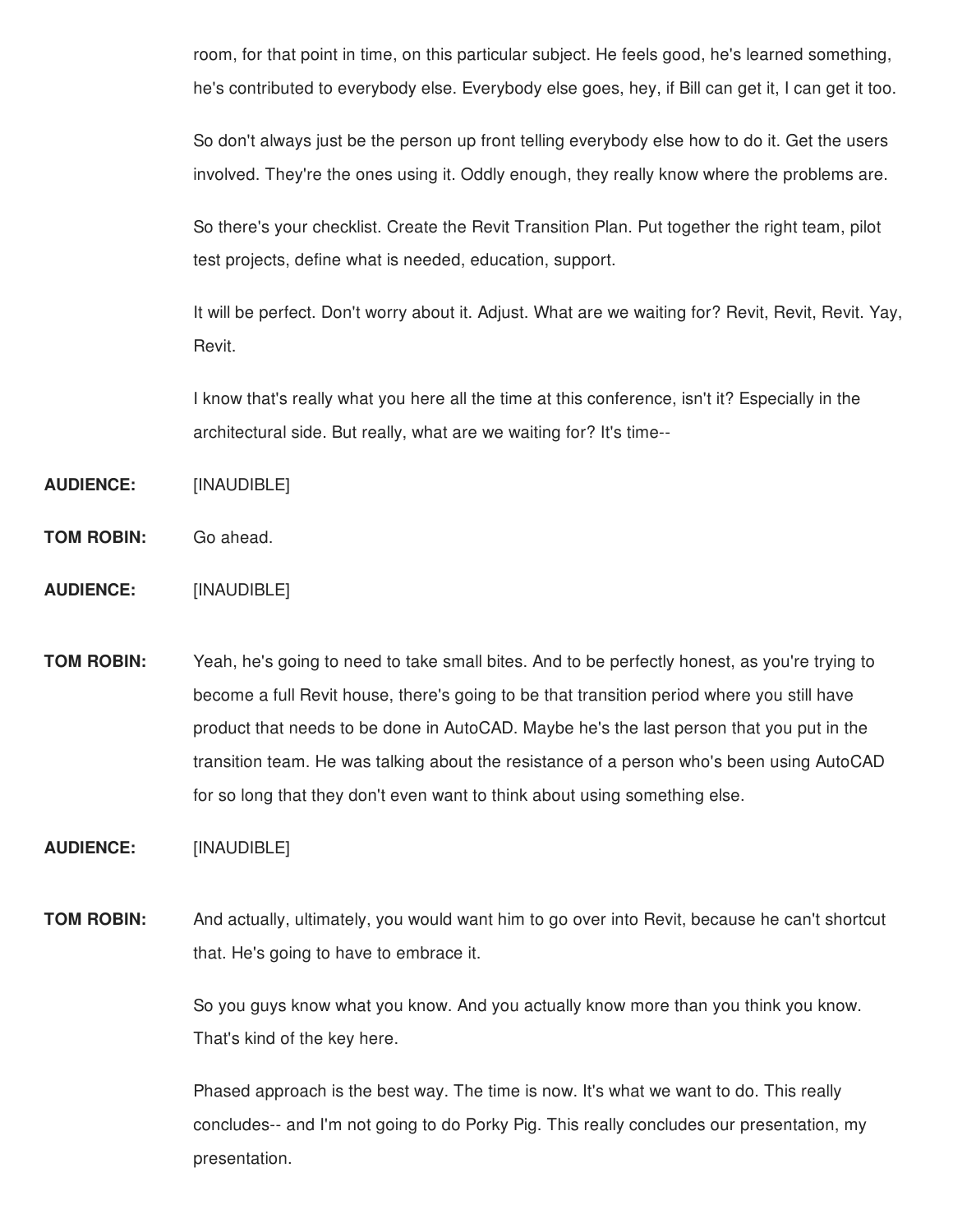room, for that point in time, on this particular subject. He feels good, he's learned something, he's contributed to everybody else. Everybody else goes, hey, if Bill can get it, I can get it too.

So don't always just be the person up front telling everybody else how to do it. Get the users involved. They're the ones using it. Oddly enough, they really know where the problems are.

So there's your checklist. Create the Revit Transition Plan. Put together the right team, pilot test projects, define what is needed, education, support.

It will be perfect. Don't worry about it. Adjust. What are we waiting for? Revit, Revit, Revit. Yay, Revit.

I know that's really what you here all the time at this conference, isn't it? Especially in the architectural side. But really, what are we waiting for? It's time--

**AUDIENCE:** [INAUDIBLE]

**TOM ROBIN:** Go ahead.

**AUDIENCE:** [INAUDIBLE]

**TOM ROBIN:** Yeah, he's going to need to take small bites. And to be perfectly honest, as you're trying to become a full Revit house, there's going to be that transition period where you still have product that needs to be done in AutoCAD. Maybe he's the last person that you put in the transition team. He was talking about the resistance of a person who's been using AutoCAD for so long that they don't even want to think about using something else.

**AUDIENCE:** [INAUDIBLE]

**TOM ROBIN:** And actually, ultimately, you would want him to go over into Revit, because he can't shortcut that. He's going to have to embrace it.

So you guys know what you know. And you actually know more than you think you know. That's kind of the key here.

Phased approach is the best way. The time is now. It's what we want to do. This really concludes-- and I'm not going to do Porky Pig. This really concludes our presentation, my presentation.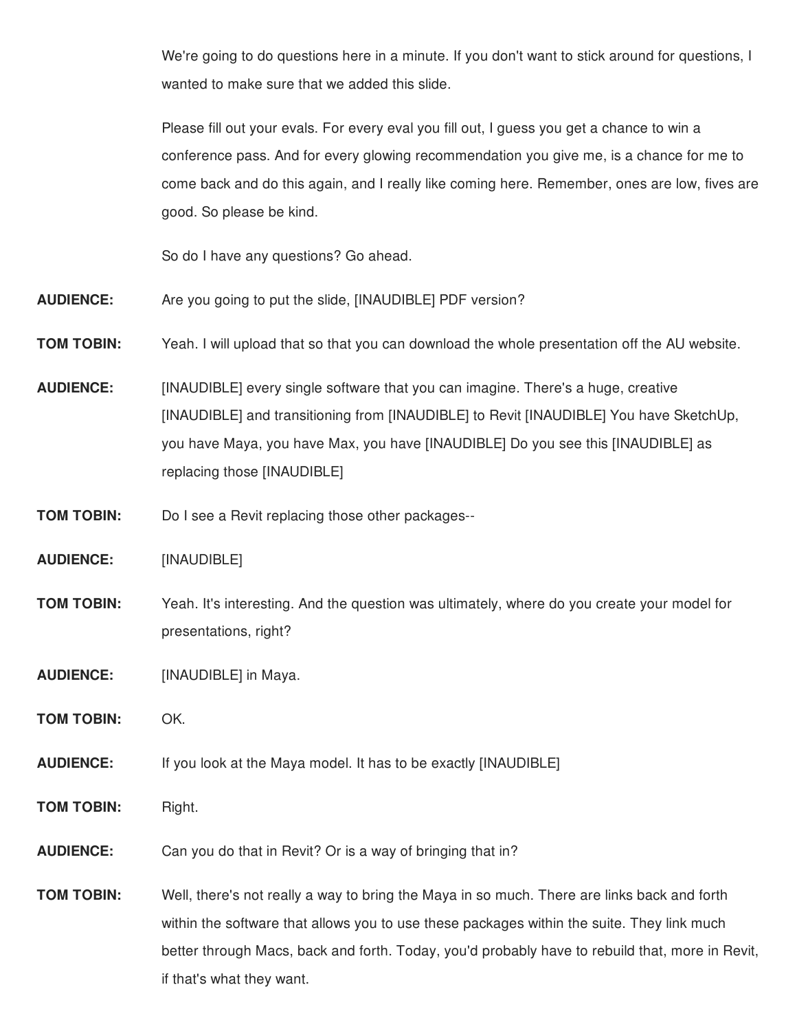We're going to do questions here in a minute. If you don't want to stick around for questions, I wanted to make sure that we added this slide.

Please fill out your evals. For every eval you fill out, I guess you get a chance to win a conference pass. And for every glowing recommendation you give me, is a chance for me to come back and do this again, and I really like coming here. Remember, ones are low, fives are good. So please be kind.

So do I have any questions? Go ahead.

**AUDIENCE:** Are you going to put the slide, [INAUDIBLE] PDF version?

**TOM TOBIN:** Yeah. I will upload that so that you can download the whole presentation off the AU website.

**AUDIENCE:** [INAUDIBLE] every single software that you can imagine. There's a huge, creative [INAUDIBLE] and transitioning from [INAUDIBLE] to Revit [INAUDIBLE] You have SketchUp, you have Maya, you have Max, you have [INAUDIBLE] Do you see this [INAUDIBLE] as replacing those [INAUDIBLE]

**TOM TOBIN:** Do I see a Revit replacing those other packages--

**AUDIENCE:** [INAUDIBLE]

**TOM TOBIN:** Yeah. It's interesting. And the question was ultimately, where do you create your model for presentations, right?

**AUDIENCE:** [INAUDIBLE] in Maya.

**TOM TOBIN:** OK.

**AUDIENCE:** If you look at the Maya model. It has to be exactly [INAUDIBLE]

**TOM TOBIN:** Right.

**AUDIENCE:** Can you do that in Revit? Or is a way of bringing that in?

**TOM TOBIN:** Well, there's not really a way to bring the Maya in so much. There are links back and forth within the software that allows you to use these packages within the suite. They link much better through Macs, back and forth. Today, you'd probably have to rebuild that, more in Revit, if that's what they want.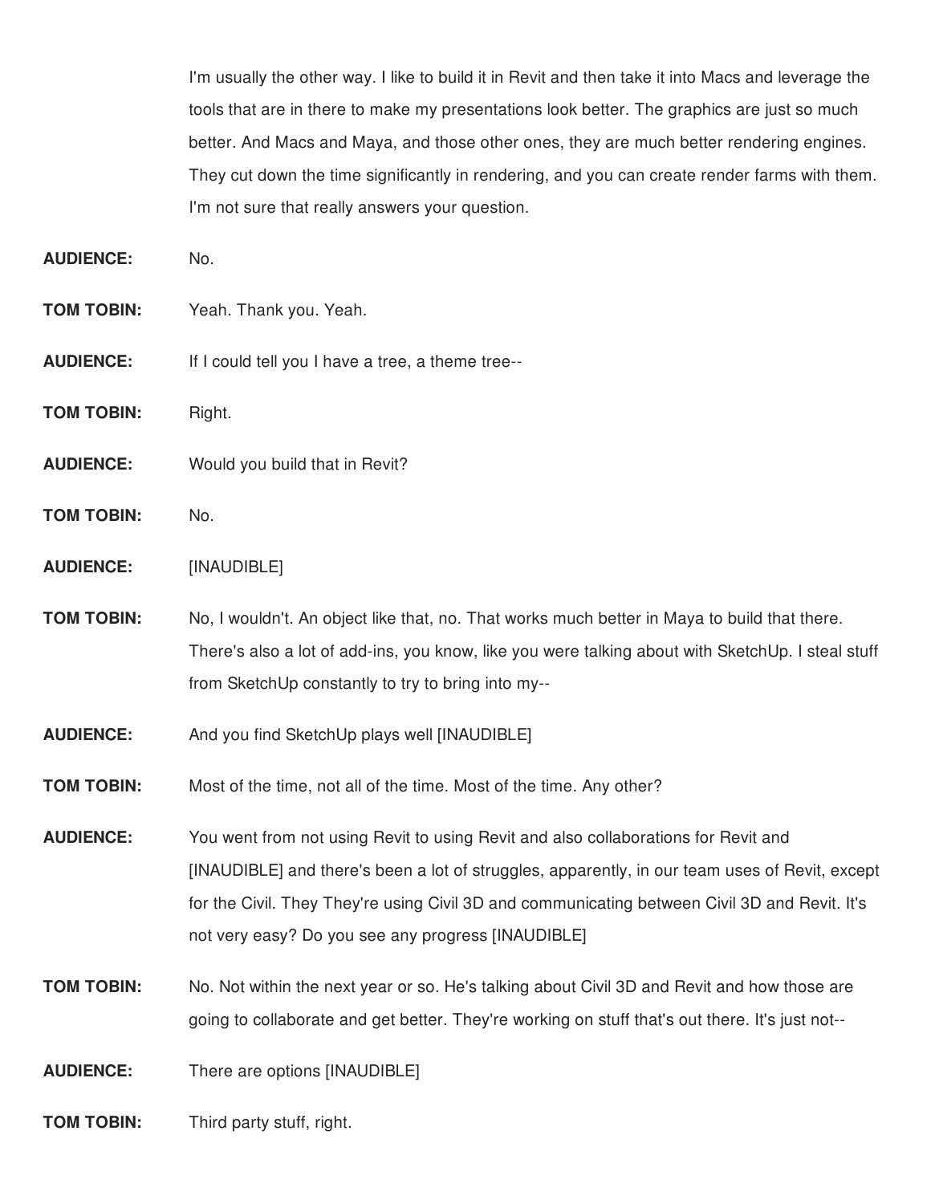I'm usually the other way. I like to build it in Revit and then take it into Macs and leverage the tools that are in there to make my presentations look better. The graphics are just so much better. And Macs and Maya, and those other ones, they are much better rendering engines. They cut down the time significantly in rendering, and you can create render farms with them. I'm not sure that really answers your question.

**AUDIENCE:** No.

**TOM TOBIN:** Yeah. Thank you. Yeah.

**AUDIENCE:** If I could tell you I have a tree, a theme tree--

**TOM TOBIN:** Right.

**AUDIENCE:** Would you build that in Revit?

**TOM TOBIN:** No.

**AUDIENCE:** [INAUDIBLE]

**TOM TOBIN:** No, I wouldn't. An object like that, no. That works much better in Maya to build that there. There's also a lot of add-ins, you know, like you were talking about with SketchUp. I steal stuff from SketchUp constantly to try to bring into my--

**AUDIENCE:** And you find SketchUp plays well [INAUDIBLE]

**TOM TOBIN:** Most of the time, not all of the time. Most of the time. Any other?

**AUDIENCE:** You went from not using Revit to using Revit and also collaborations for Revit and [INAUDIBLE] and there's been a lot of struggles, apparently, in our team uses of Revit, except for the Civil. They They're using Civil 3D and communicating between Civil 3D and Revit. It's not very easy? Do you see any progress [INAUDIBLE]

**TOM TOBIN:** No. Not within the next year or so. He's talking about Civil 3D and Revit and how those are going to collaborate and get better. They're working on stuff that's out there. It's just not--

**AUDIENCE:** There are options [INAUDIBLE]

**TOM TOBIN:** Third party stuff, right.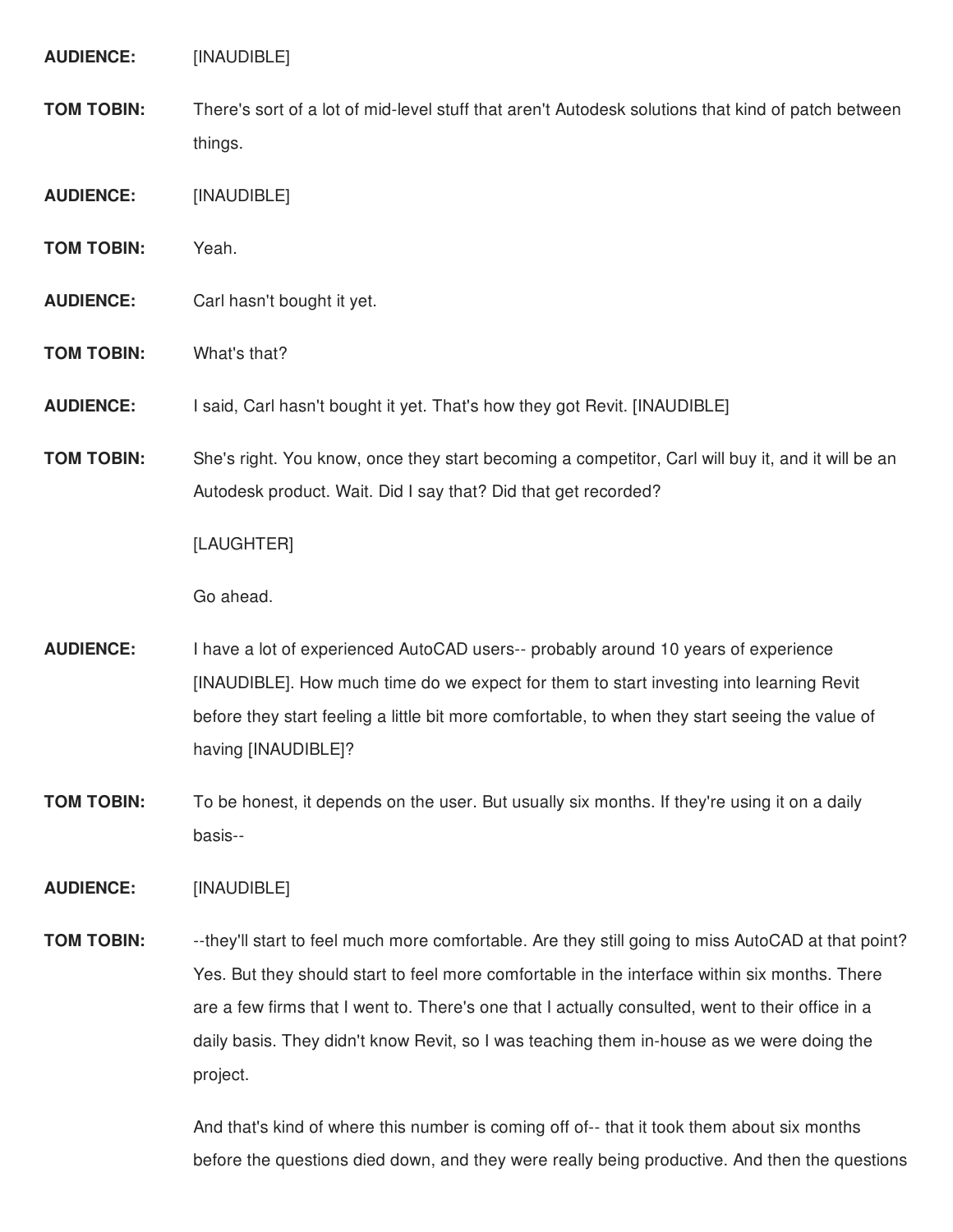**AUDIENCE:** [INAUDIBLE]

**TOM TOBIN:** There's sort of a lot of mid-level stuff that aren't Autodesk solutions that kind of patch between things.

**AUDIENCE:** [INAUDIBLE]

**TOM TOBIN:** Yeah.

**AUDIENCE:** Carl hasn't bought it yet.

**TOM TOBIN:** What's that?

**AUDIENCE:** I said, Carl hasn't bought it yet. That's how they got Revit. [INAUDIBLE]

**TOM TOBIN:** She's right. You know, once they start becoming a competitor, Carl will buy it, and it will be an Autodesk product. Wait. Did I say that? Did that get recorded?

[LAUGHTER]

Go ahead.

**AUDIENCE:** I have a lot of experienced AutoCAD users-- probably around 10 years of experience [INAUDIBLE]. How much time do we expect for them to start investing into learning Revit before they start feeling a little bit more comfortable, to when they start seeing the value of having [INAUDIBLE]?

**TOM TOBIN:** To be honest, it depends on the user. But usually six months. If they're using it on a daily basis--

**AUDIENCE:** [INAUDIBLE]

**TOM TOBIN:** --they'll start to feel much more comfortable. Are they still going to miss AutoCAD at that point? Yes. But they should start to feel more comfortable in the interface within six months. There are a few firms that I went to. There's one that I actually consulted, went to their office in a daily basis. They didn't know Revit, so I was teaching them in-house as we were doing the project.

And that's kind of where this number is coming off of-- that it took them about six months before the questions died down, and they were really being productive. And then the questions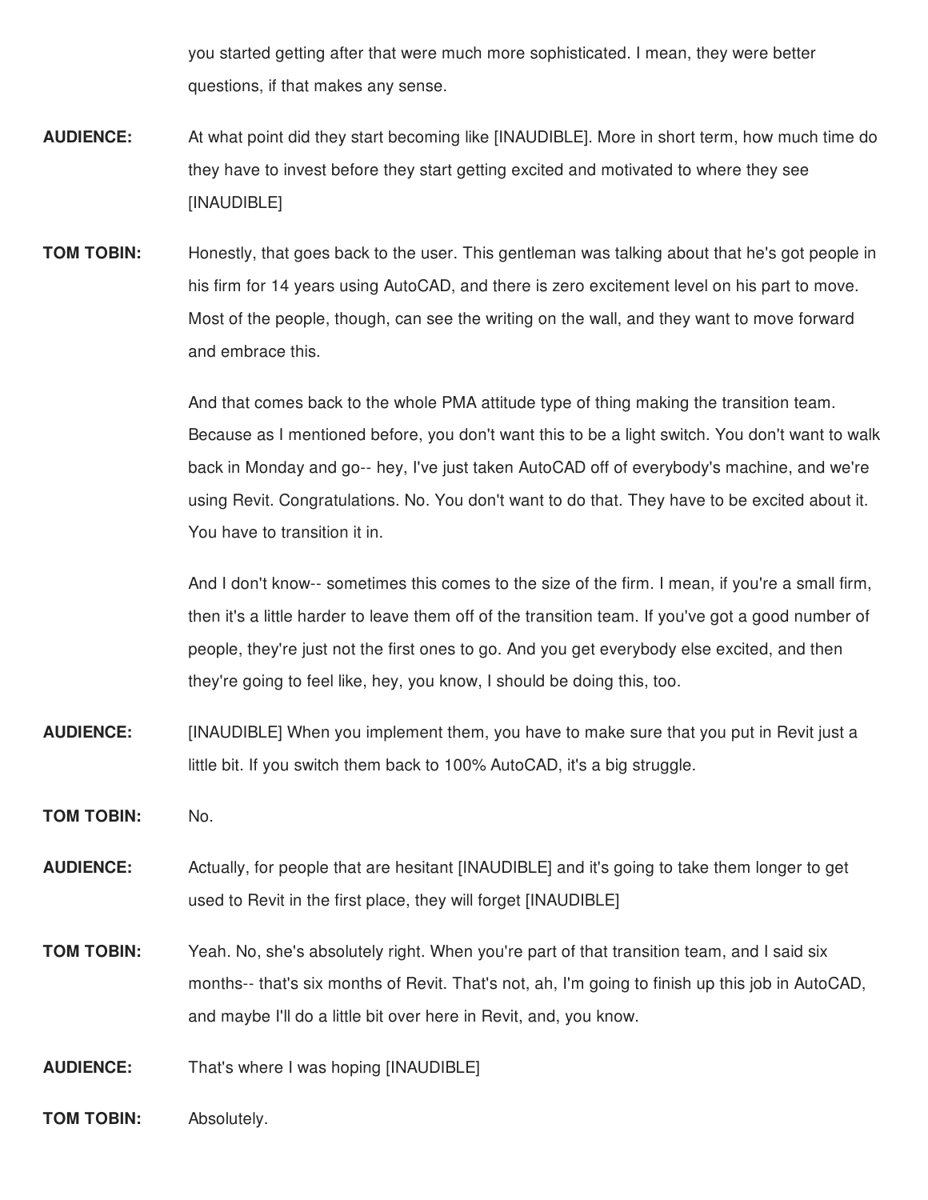you started getting after that were much more sophisticated. I mean, they were better questions, if that makes any sense.

**AUDIENCE:** At what point did they start becoming like [INAUDIBLE]. More in short term, how much time do they have to invest before they start getting excited and motivated to where they see [INAUDIBLE]

**TOM TOBIN:** Honestly, that goes back to the user. This gentleman was talking about that he's got people in his firm for 14 years using AutoCAD, and there is zero excitement level on his part to move. Most of the people, though, can see the writing on the wall, and they want to move forward and embrace this.

And that comes back to the whole PMA attitude type of thing making the transition team. Because as I mentioned before, you don't want this to be a light switch. You don't want to walk back in Monday and go-- hey, I've just taken AutoCAD off of everybody's machine, and we're using Revit. Congratulations. No. You don't want to do that. They have to be excited about it. You have to transition it in.

And I don't know-- sometimes this comes to the size of the firm. I mean, if you're a small firm, then it's a little harder to leave them off of the transition team. If you've got a good number of people, they're just not the first ones to go. And you get everybody else excited, and then they're going to feel like, hey, you know, I should be doing this, too.

**AUDIENCE:** [INAUDIBLE] When you implement them, you have to make sure that you put in Revit just a little bit. If you switch them back to 100% AutoCAD, it's a big struggle.

**TOM TOBIN:** No.

**AUDIENCE:** Actually, for people that are hesitant [INAUDIBLE] and it's going to take them longer to get used to Revit in the first place, they will forget [INAUDIBLE]

**TOM TOBIN:** Yeah. No, she's absolutely right. When you're part of that transition team, and I said six months-- that's six months of Revit. That's not, ah, I'm going to finish up this job in AutoCAD, and maybe I'll do a little bit over here in Revit, and, you know.

**AUDIENCE:** That's where I was hoping [INAUDIBLE]

**TOM TOBIN:** Absolutely.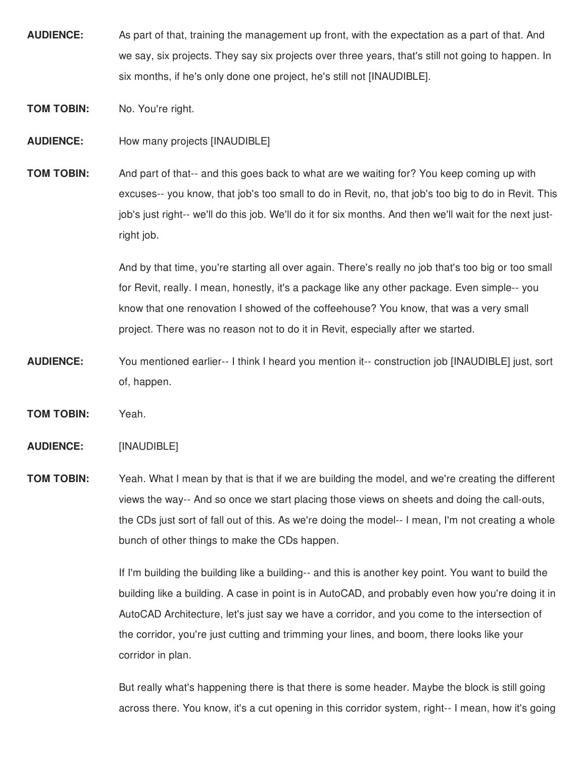**AUDIENCE:** As part of that, training the management up front, with the expectation as a part of that. And we say, six projects. They say six projects over three years, that's still not going to happen. In six months, if he's only done one project, he's still not [INAUDIBLE].

**TOM TOBIN:** No. You're right.

**AUDIENCE:** How many projects [INAUDIBLE]

**TOM TOBIN:** And part of that-- and this goes back to what are we waiting for? You keep coming up with excuses-- you know, that job's too small to do in Revit, no, that job's too big to do in Revit. This job's just right-- we'll do this job. We'll do it for six months. And then we'll wait for the next just-right job.

And by that time, you're starting all over again. There's really no job that's too big or too small for Revit, really. I mean, honestly, it's a package like any other package. Even simple-- you know that one renovation I showed of the coffeehouse? You know, that was a very small project. There was no reason not to do it in Revit, especially after we started.

**AUDIENCE:** You mentioned earlier-- I think I heard you mention it-- construction job [INAUDIBLE] just, sort of, happen.

**TOM TOBIN:** Yeah.

**AUDIENCE:** [INAUDIBLE]

**TOM TOBIN:** Yeah. What I mean by that is that if we are building the model, and we're creating the different views the way-- And so once we start placing those views on sheets and doing the call-outs, the CDs just sort of fall out of this. As we're doing the model-- I mean, I'm not creating a whole bunch of other things to make the CDs happen.

If I'm building the building like a building-- and this is another key point. You want to build the building like a building. A case in point is in AutoCAD, and probably even how you're doing it in AutoCAD Architecture, let's just say we have a corridor, and you come to the intersection of the corridor, you're just cutting and trimming your lines, and boom, there looks like your corridor in plan.

But really what's happening there is that there is some header. Maybe the block is still going across there. You know, it's a cut opening in this corridor system, right-- I mean, how it's going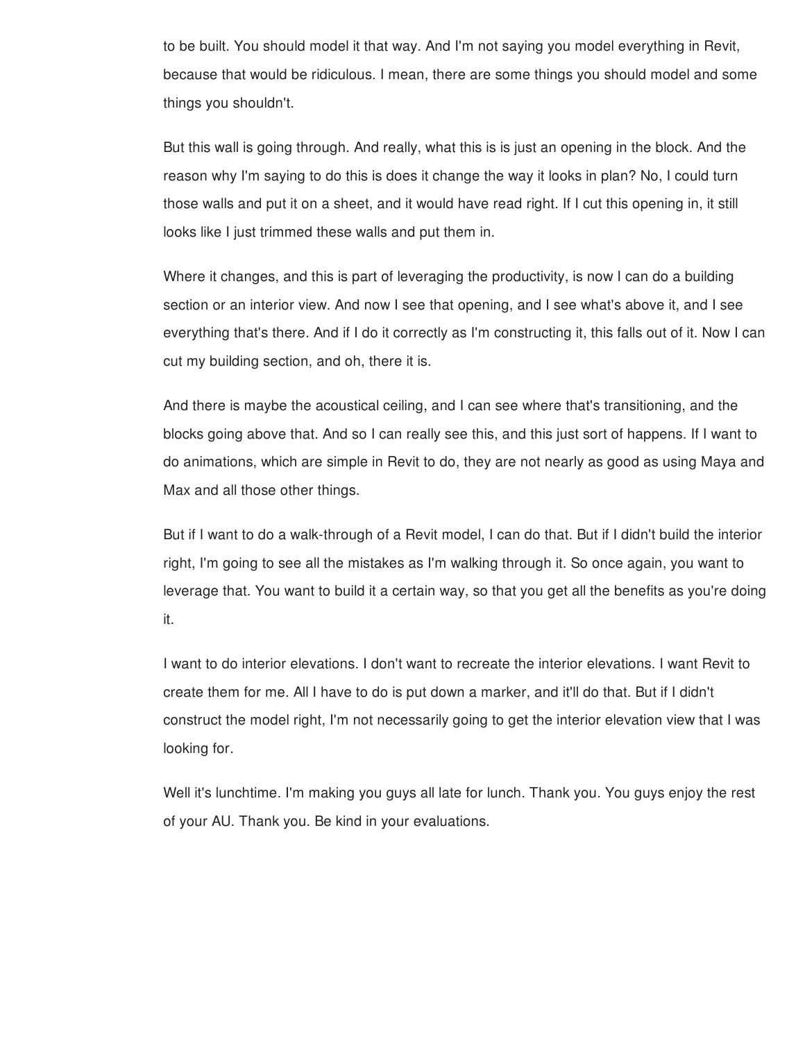to be built. You should model it that way. And I'm not saying you model everything in Revit, because that would be ridiculous. I mean, there are some things you should model and some things you shouldn't.

But this wall is going through. And really, what this is is just an opening in the block. And the reason why I'm saying to do this is does it change the way it looks in plan? No, I could turn those walls and put it on a sheet, and it would have read right. If I cut this opening in, it still looks like I just trimmed these walls and put them in.

Where it changes, and this is part of leveraging the productivity, is now I can do a building section or an interior view. And now I see that opening, and I see what's above it, and I see everything that's there. And if I do it correctly as I'm constructing it, this falls out of it. Now I can cut my building section, and oh, there it is.

And there is maybe the acoustical ceiling, and I can see where that's transitioning, and the blocks going above that. And so I can really see this, and this just sort of happens. If I want to do animations, which are simple in Revit to do, they are not nearly as good as using Maya and Max and all those other things.

But if I want to do a walk-through of a Revit model, I can do that. But if I didn't build the interior right, I'm going to see all the mistakes as I'm walking through it. So once again, you want to leverage that. You want to build it a certain way, so that you get all the benefits as you're doing it.

I want to do interior elevations. I don't want to recreate the interior elevations. I want Revit to create them for me. All I have to do is put down a marker, and it'll do that. But if I didn't construct the model right, I'm not necessarily going to get the interior elevation view that I was looking for.

Well it's lunchtime. I'm making you guys all late for lunch. Thank you. You guys enjoy the rest of your AU. Thank you. Be kind in your evaluations.